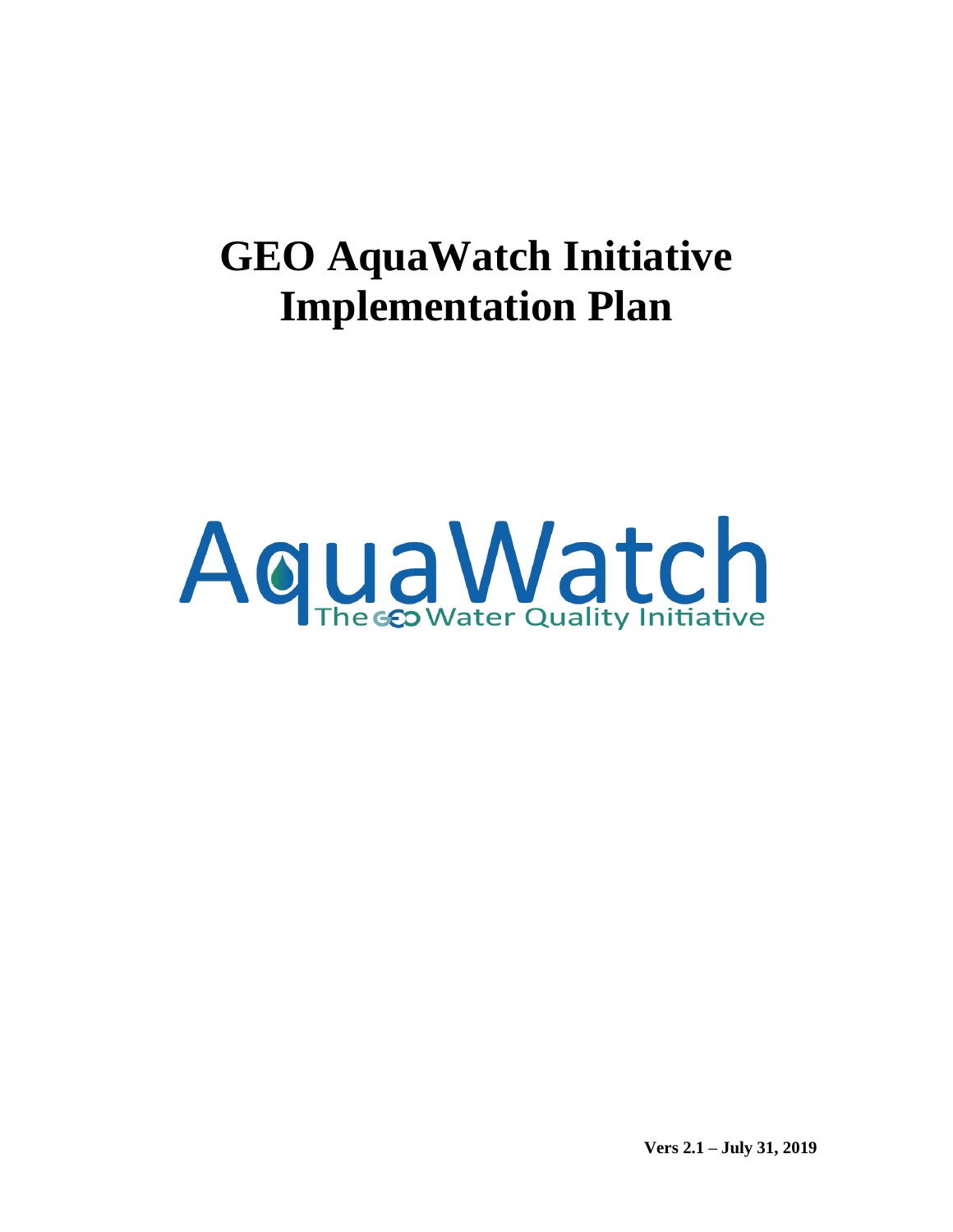# GEO AquaWatch Initiative Implementation Plan

AquaWatch

The GEO Water Quality Initiative

**Vers 2.1 – July 31, 2019**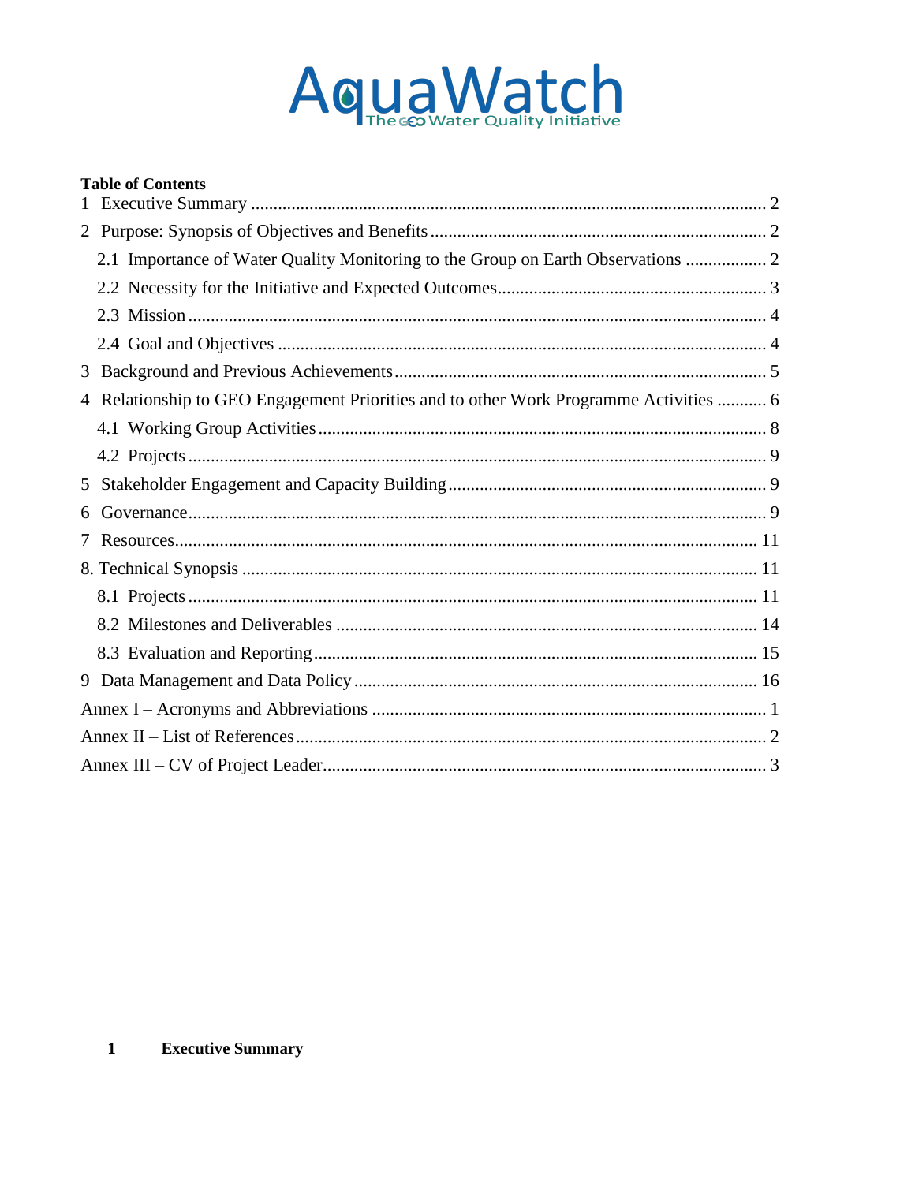AquaWatch
The GEO Water Quality Initiative

**Table of Contents**

1 Executive Summary ........................................................................................................... 2
2 Purpose: Synopsis of Objectives and Benefits ..................................................................... 2
  2.1 Importance of Water Quality Monitoring to the Group on Earth Observations .................. 2
  2.2 Necessity for the Initiative and Expected Outcomes ........................................................ 3
  2.3 Mission ........................................................................................................................... 4
  2.4 Goal and Objectives ........................................................................................................ 4
3 Background and Previous Achievements ............................................................................. 5
4 Relationship to GEO Engagement Priorities and to other Work Programme Activities ........... 6
  4.1 Working Group Activities ................................................................................................ 8
  4.2 Projects .......................................................................................................................... 9
5 Stakeholder Engagement and Capacity Building .................................................................. 9
6 Governance ........................................................................................................................ 9
7 Resources ........................................................................................................................ 11
8. Technical Synopsis ......................................................................................................... 11
  8.1 Projects ........................................................................................................................ 11
  8.2 Milestones and Deliverables ......................................................................................... 14
  8.3 Evaluation and Reporting .............................................................................................. 15
9 Data Management and Data Policy .................................................................................... 16
Annex I – Acronyms and Abbreviations .................................................................................. 1
Annex II – List of References .................................................................................................. 2
Annex III – CV of Project Leader ............................................................................................ 3

# 1 Executive Summary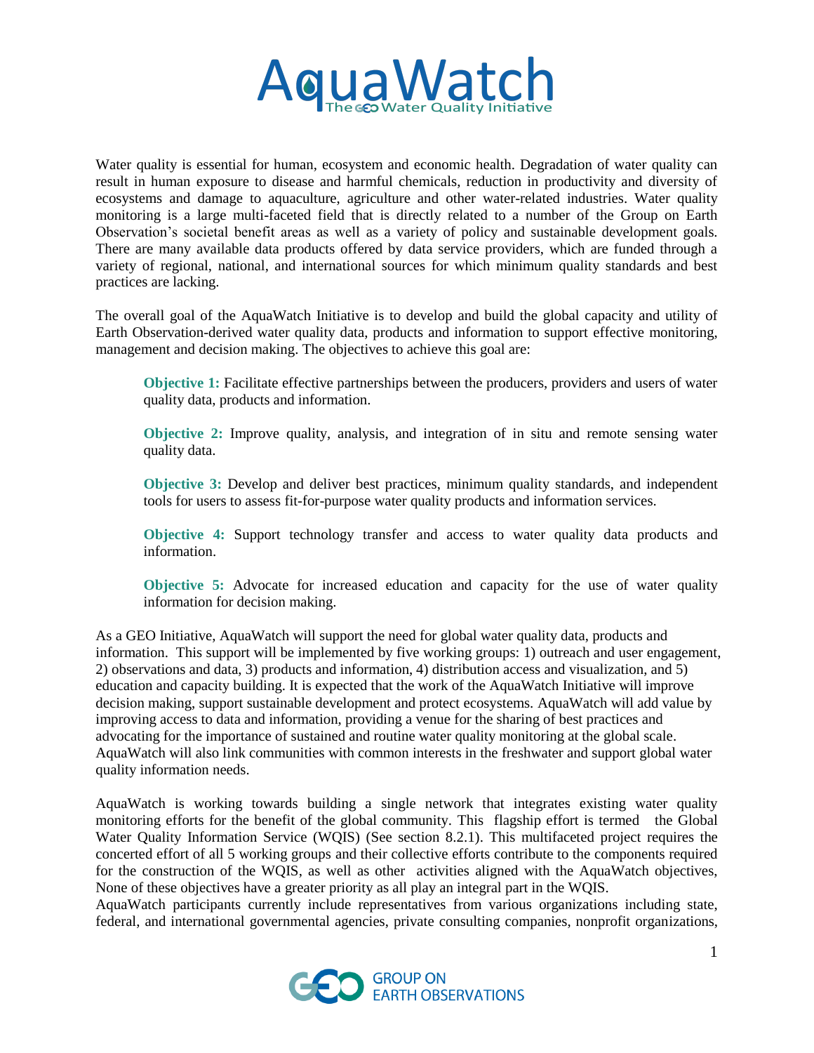# AquaWatch

The GEO Water Quality Initiative

Water quality is essential for human, ecosystem and economic health. Degradation of water quality can result in human exposure to disease and harmful chemicals, reduction in productivity and diversity of ecosystems and damage to aquaculture, agriculture and other water-related industries. Water quality monitoring is a large multi-faceted field that is directly related to a number of the Group on Earth Observation's societal benefit areas as well as a variety of policy and sustainable development goals. There are many available data products offered by data service providers, which are funded through a variety of regional, national, and international sources for which minimum quality standards and best practices are lacking.

The overall goal of the AquaWatch Initiative is to develop and build the global capacity and utility of Earth Observation-derived water quality data, products and information to support effective monitoring, management and decision making. The objectives to achieve this goal are:

> **Objective 1:** Facilitate effective partnerships between the producers, providers and users of water quality data, products and information.
>
> **Objective 2:** Improve quality, analysis, and integration of in situ and remote sensing water quality data.
>
> **Objective 3:** Develop and deliver best practices, minimum quality standards, and independent tools for users to assess fit-for-purpose water quality products and information services.
>
> **Objective 4:** Support technology transfer and access to water quality data products and information.
>
> **Objective 5:** Advocate for increased education and capacity for the use of water quality information for decision making.

As a GEO Initiative, AquaWatch will support the need for global water quality data, products and information. This support will be implemented by five working groups: 1) outreach and user engagement, 2) observations and data, 3) products and information, 4) distribution access and visualization, and 5) education and capacity building. It is expected that the work of the AquaWatch Initiative will improve decision making, support sustainable development and protect ecosystems. AquaWatch will add value by improving access to data and information, providing a venue for the sharing of best practices and advocating for the importance of sustained and routine water quality monitoring at the global scale. AquaWatch will also link communities with common interests in the freshwater and support global water quality information needs.

AquaWatch is working towards building a single network that integrates existing water quality monitoring efforts for the benefit of the global community. This flagship effort is termed the Global Water Quality Information Service (WQIS) (See section 8.2.1). This multifaceted project requires the concerted effort of all 5 working groups and their collective efforts contribute to the components required for the construction of the WQIS, as well as other activities aligned with the AquaWatch objectives, None of these objectives have a greater priority as all play an integral part in the WQIS.

AquaWatch participants currently include representatives from various organizations including state, federal, and international governmental agencies, private consulting companies, nonprofit organizations,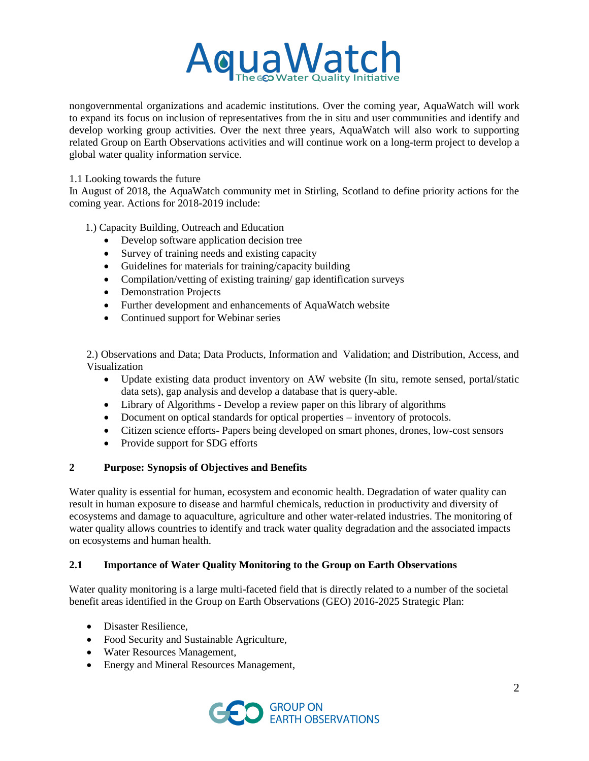nongovernmental organizations and academic institutions. Over the coming year, AquaWatch will work to expand its focus on inclusion of representatives from the in situ and user communities and identify and develop working group activities. Over the next three years, AquaWatch will also work to supporting related Group on Earth Observations activities and will continue work on a long-term project to develop a global water quality information service.

1.1 Looking towards the future

In August of 2018, the AquaWatch community met in Stirling, Scotland to define priority actions for the coming year. Actions for 2018-2019 include:

1.) Capacity Building, Outreach and Education

- Develop software application decision tree
- Survey of training needs and existing capacity
- Guidelines for materials for training/capacity building
- Compilation/vetting of existing training/ gap identification surveys
- Demonstration Projects
- Further development and enhancements of AquaWatch website
- Continued support for Webinar series

2.) Observations and Data; Data Products, Information and Validation; and Distribution, Access, and Visualization

- Update existing data product inventory on AW website (In situ, remote sensed, portal/static data sets), gap analysis and develop a database that is query-able.
- Library of Algorithms - Develop a review paper on this library of algorithms
- Document on optical standards for optical properties – inventory of protocols.
- Citizen science efforts- Papers being developed on smart phones, drones, low-cost sensors
- Provide support for SDG efforts

## 2 Purpose: Synopsis of Objectives and Benefits

Water quality is essential for human, ecosystem and economic health. Degradation of water quality can result in human exposure to disease and harmful chemicals, reduction in productivity and diversity of ecosystems and damage to aquaculture, agriculture and other water-related industries. The monitoring of water quality allows countries to identify and track water quality degradation and the associated impacts on ecosystems and human health.

### 2.1 Importance of Water Quality Monitoring to the Group on Earth Observations

Water quality monitoring is a large multi-faceted field that is directly related to a number of the societal benefit areas identified in the Group on Earth Observations (GEO) 2016-2025 Strategic Plan:

- Disaster Resilience,
- Food Security and Sustainable Agriculture,
- Water Resources Management,
- Energy and Mineral Resources Management,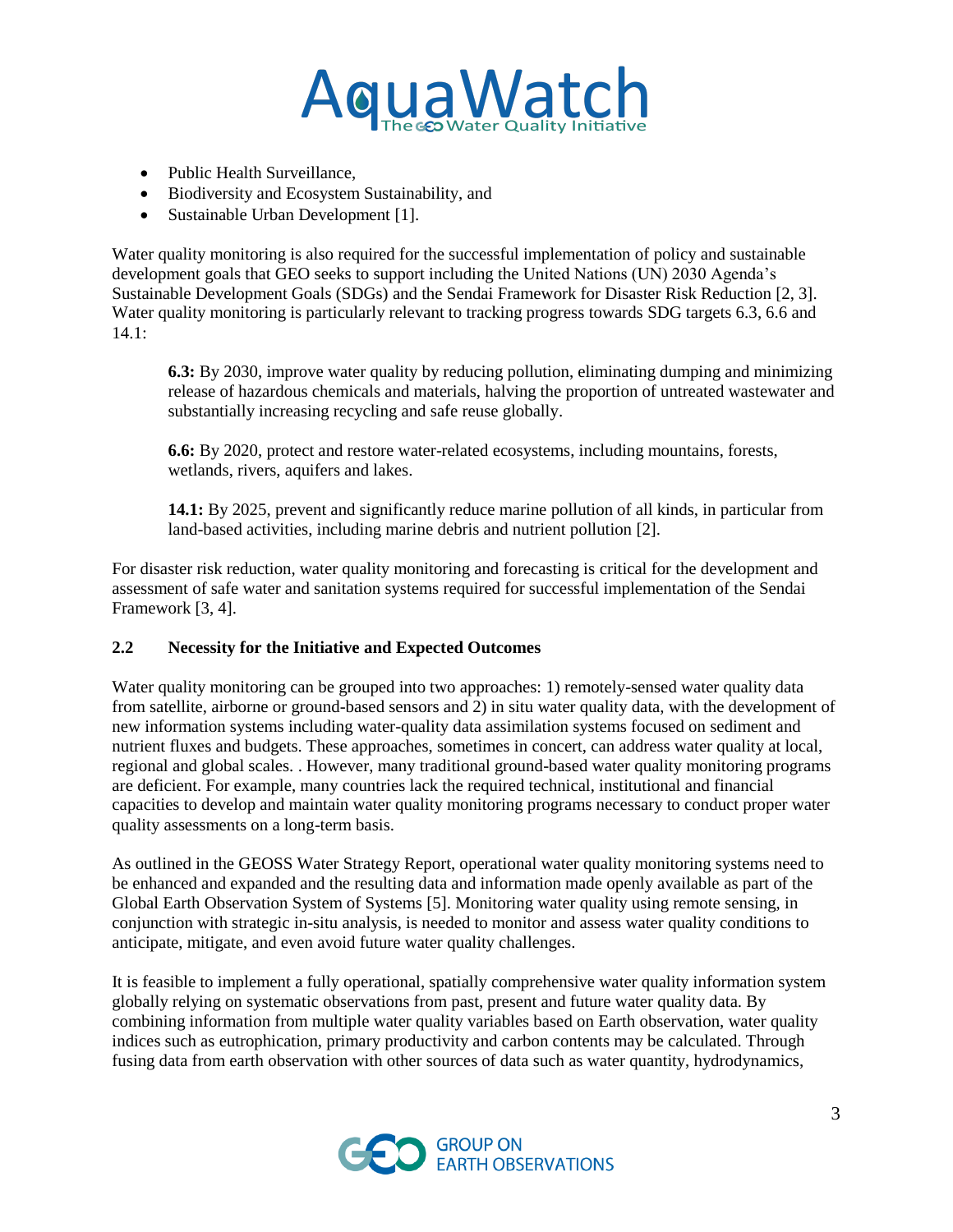- Public Health Surveillance,
- Biodiversity and Ecosystem Sustainability, and
- Sustainable Urban Development [1].

Water quality monitoring is also required for the successful implementation of policy and sustainable development goals that GEO seeks to support including the United Nations (UN) 2030 Agenda's Sustainable Development Goals (SDGs) and the Sendai Framework for Disaster Risk Reduction [2, 3]. Water quality monitoring is particularly relevant to tracking progress towards SDG targets 6.3, 6.6 and 14.1:

> **6.3:** By 2030, improve water quality by reducing pollution, eliminating dumping and minimizing release of hazardous chemicals and materials, halving the proportion of untreated wastewater and substantially increasing recycling and safe reuse globally.
>
> **6.6:** By 2020, protect and restore water-related ecosystems, including mountains, forests, wetlands, rivers, aquifers and lakes.
>
> **14.1:** By 2025, prevent and significantly reduce marine pollution of all kinds, in particular from land-based activities, including marine debris and nutrient pollution [2].

For disaster risk reduction, water quality monitoring and forecasting is critical for the development and assessment of safe water and sanitation systems required for successful implementation of the Sendai Framework [3, 4].

### 2.2 Necessity for the Initiative and Expected Outcomes

Water quality monitoring can be grouped into two approaches: 1) remotely-sensed water quality data from satellite, airborne or ground-based sensors and 2) in situ water quality data, with the development of new information systems including water-quality data assimilation systems focused on sediment and nutrient fluxes and budgets. These approaches, sometimes in concert, can address water quality at local, regional and global scales. . However, many traditional ground-based water quality monitoring programs are deficient. For example, many countries lack the required technical, institutional and financial capacities to develop and maintain water quality monitoring programs necessary to conduct proper water quality assessments on a long-term basis.

As outlined in the GEOSS Water Strategy Report, operational water quality monitoring systems need to be enhanced and expanded and the resulting data and information made openly available as part of the Global Earth Observation System of Systems [5]. Monitoring water quality using remote sensing, in conjunction with strategic in-situ analysis, is needed to monitor and assess water quality conditions to anticipate, mitigate, and even avoid future water quality challenges.

It is feasible to implement a fully operational, spatially comprehensive water quality information system globally relying on systematic observations from past, present and future water quality data. By combining information from multiple water quality variables based on Earth observation, water quality indices such as eutrophication, primary productivity and carbon contents may be calculated. Through fusing data from earth observation with other sources of data such as water quantity, hydrodynamics,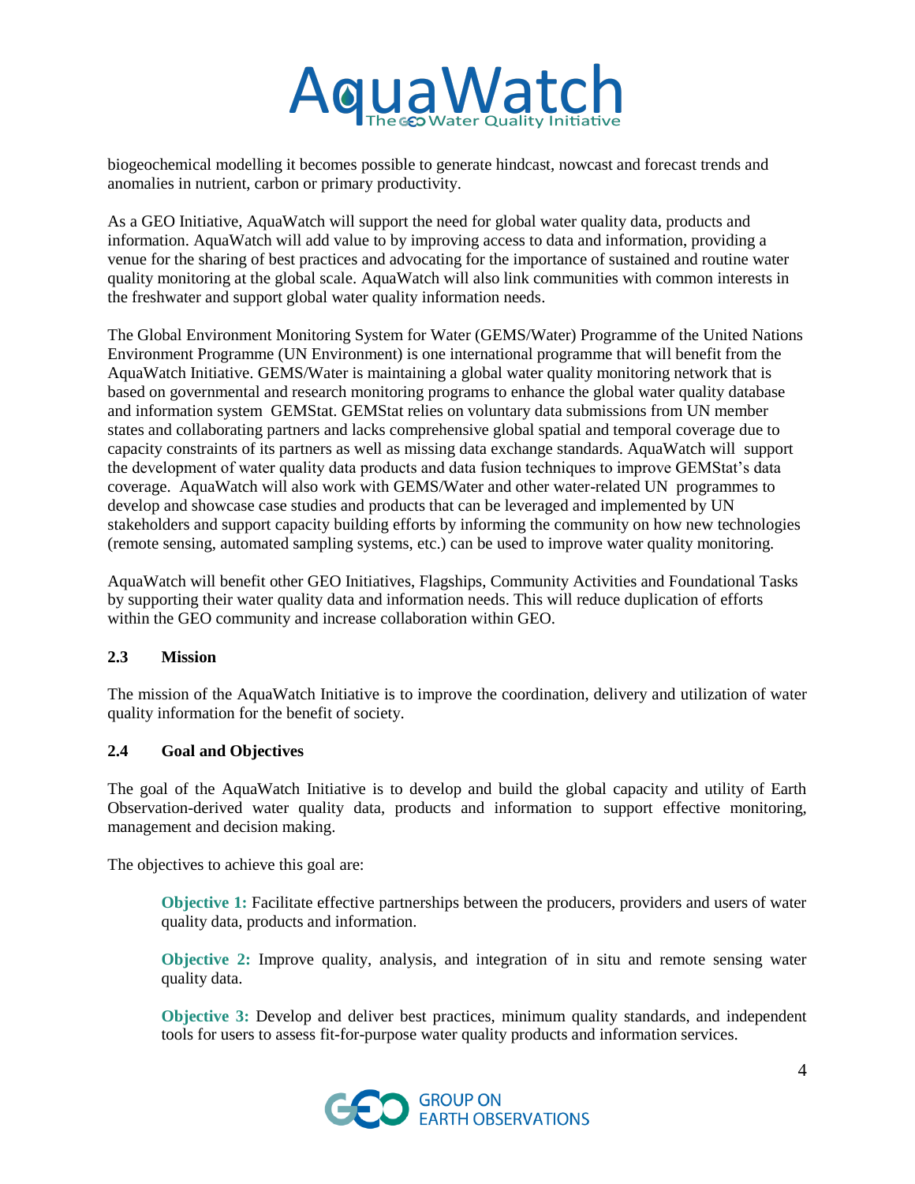biogeochemical modelling it becomes possible to generate hindcast, nowcast and forecast trends and anomalies in nutrient, carbon or primary productivity.

As a GEO Initiative, AquaWatch will support the need for global water quality data, products and information. AquaWatch will add value to by improving access to data and information, providing a venue for the sharing of best practices and advocating for the importance of sustained and routine water quality monitoring at the global scale. AquaWatch will also link communities with common interests in the freshwater and support global water quality information needs.

The Global Environment Monitoring System for Water (GEMS/Water) Programme of the United Nations Environment Programme (UN Environment) is one international programme that will benefit from the AquaWatch Initiative. GEMS/Water is maintaining a global water quality monitoring network that is based on governmental and research monitoring programs to enhance the global water quality database and information system GEMStat. GEMStat relies on voluntary data submissions from UN member states and collaborating partners and lacks comprehensive global spatial and temporal coverage due to capacity constraints of its partners as well as missing data exchange standards. AquaWatch will support the development of water quality data products and data fusion techniques to improve GEMStat's data coverage. AquaWatch will also work with GEMS/Water and other water-related UN programmes to develop and showcase case studies and products that can be leveraged and implemented by UN stakeholders and support capacity building efforts by informing the community on how new technologies (remote sensing, automated sampling systems, etc.) can be used to improve water quality monitoring.

AquaWatch will benefit other GEO Initiatives, Flagships, Community Activities and Foundational Tasks by supporting their water quality data and information needs. This will reduce duplication of efforts within the GEO community and increase collaboration within GEO.

### 2.3 Mission

The mission of the AquaWatch Initiative is to improve the coordination, delivery and utilization of water quality information for the benefit of society.

### 2.4 Goal and Objectives

The goal of the AquaWatch Initiative is to develop and build the global capacity and utility of Earth Observation-derived water quality data, products and information to support effective monitoring, management and decision making.

The objectives to achieve this goal are:

**Objective 1:** Facilitate effective partnerships between the producers, providers and users of water quality data, products and information.

**Objective 2:** Improve quality, analysis, and integration of in situ and remote sensing water quality data.

**Objective 3:** Develop and deliver best practices, minimum quality standards, and independent tools for users to assess fit-for-purpose water quality products and information services.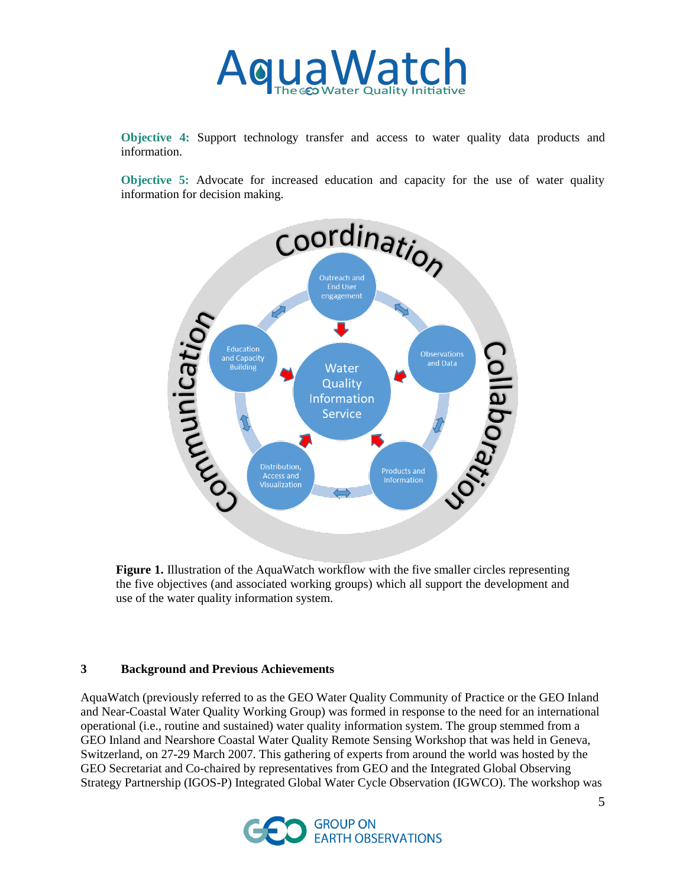**Objective 4:** Support technology transfer and access to water quality data products and information.

**Objective 5:** Advocate for increased education and capacity for the use of water quality information for decision making.

Coordination

Collaboration

Communication

Outreach and End User engagement

Observations and Data

Products and Information

Distribution, Access and Visualization

Education and Capacity Building

Water Quality Information Service

**Figure 1.** Illustration of the AquaWatch workflow with the five smaller circles representing the five objectives (and associated working groups) which all support the development and use of the water quality information system.

## 3 Background and Previous Achievements

AquaWatch (previously referred to as the GEO Water Quality Community of Practice or the GEO Inland and Near-Coastal Water Quality Working Group) was formed in response to the need for an international operational (i.e., routine and sustained) water quality information system. The group stemmed from a GEO Inland and Nearshore Coastal Water Quality Remote Sensing Workshop that was held in Geneva, Switzerland, on 27-29 March 2007. This gathering of experts from around the world was hosted by the GEO Secretariat and Co-chaired by representatives from GEO and the Integrated Global Observing Strategy Partnership (IGOS-P) Integrated Global Water Cycle Observation (IGWCO). The workshop was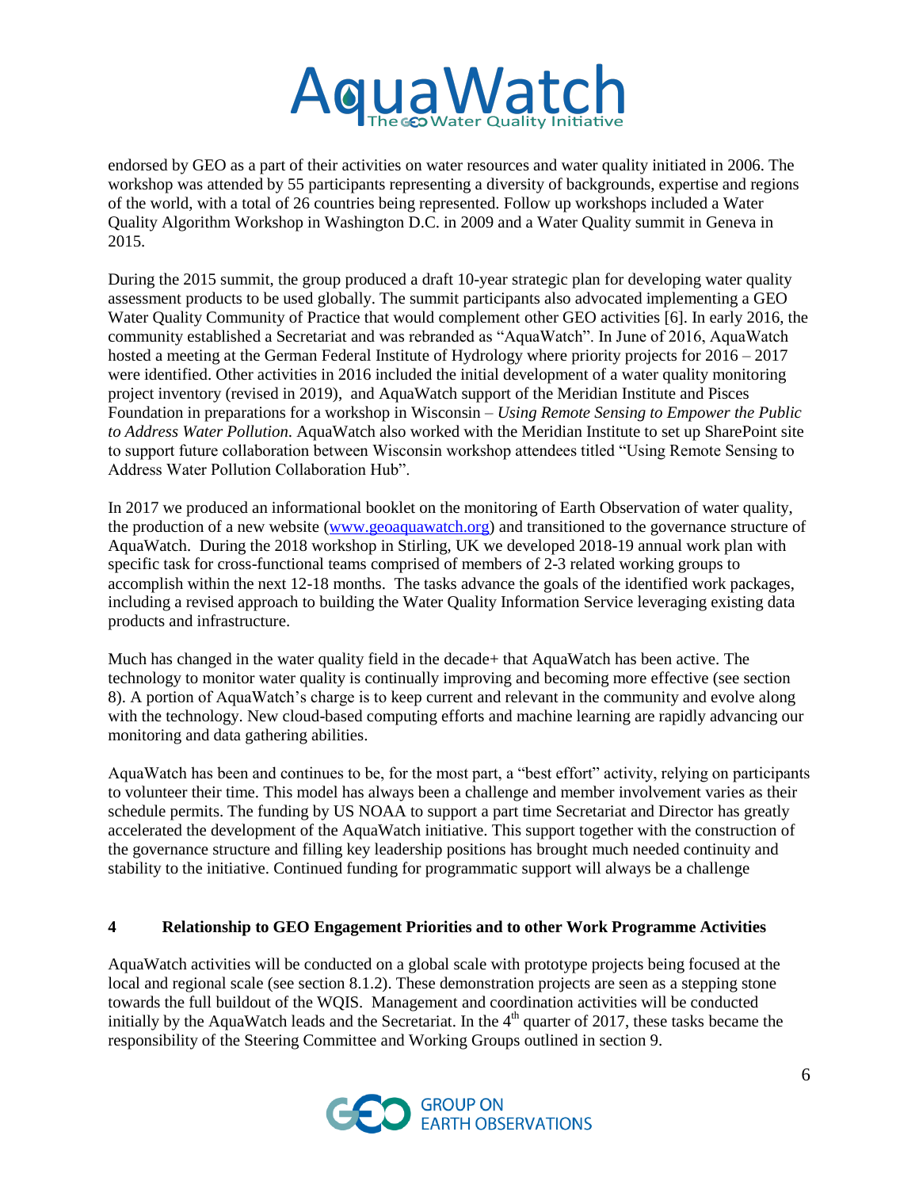endorsed by GEO as a part of their activities on water resources and water quality initiated in 2006. The workshop was attended by 55 participants representing a diversity of backgrounds, expertise and regions of the world, with a total of 26 countries being represented. Follow up workshops included a Water Quality Algorithm Workshop in Washington D.C. in 2009 and a Water Quality summit in Geneva in 2015.

During the 2015 summit, the group produced a draft 10-year strategic plan for developing water quality assessment products to be used globally. The summit participants also advocated implementing a GEO Water Quality Community of Practice that would complement other GEO activities [6]. In early 2016, the community established a Secretariat and was rebranded as "AquaWatch". In June of 2016, AquaWatch hosted a meeting at the German Federal Institute of Hydrology where priority projects for 2016 – 2017 were identified. Other activities in 2016 included the initial development of a water quality monitoring project inventory (revised in 2019), and AquaWatch support of the Meridian Institute and Pisces Foundation in preparations for a workshop in Wisconsin – *Using Remote Sensing to Empower the Public to Address Water Pollution*. AquaWatch also worked with the Meridian Institute to set up SharePoint site to support future collaboration between Wisconsin workshop attendees titled "Using Remote Sensing to Address Water Pollution Collaboration Hub".

In 2017 we produced an informational booklet on the monitoring of Earth Observation of water quality, the production of a new website (www.geoaquawatch.org) and transitioned to the governance structure of AquaWatch. During the 2018 workshop in Stirling, UK we developed 2018-19 annual work plan with specific task for cross-functional teams comprised of members of 2-3 related working groups to accomplish within the next 12-18 months. The tasks advance the goals of the identified work packages, including a revised approach to building the Water Quality Information Service leveraging existing data products and infrastructure.

Much has changed in the water quality field in the decade+ that AquaWatch has been active. The technology to monitor water quality is continually improving and becoming more effective (see section 8). A portion of AquaWatch's charge is to keep current and relevant in the community and evolve along with the technology. New cloud-based computing efforts and machine learning are rapidly advancing our monitoring and data gathering abilities.

AquaWatch has been and continues to be, for the most part, a "best effort" activity, relying on participants to volunteer their time. This model has always been a challenge and member involvement varies as their schedule permits. The funding by US NOAA to support a part time Secretariat and Director has greatly accelerated the development of the AquaWatch initiative. This support together with the construction of the governance structure and filling key leadership positions has brought much needed continuity and stability to the initiative. Continued funding for programmatic support will always be a challenge

## 4 Relationship to GEO Engagement Priorities and to other Work Programme Activities

AquaWatch activities will be conducted on a global scale with prototype projects being focused at the local and regional scale (see section 8.1.2). These demonstration projects are seen as a stepping stone towards the full buildout of the WQIS. Management and coordination activities will be conducted initially by the AquaWatch leads and the Secretariat. In the 4th quarter of 2017, these tasks became the responsibility of the Steering Committee and Working Groups outlined in section 9.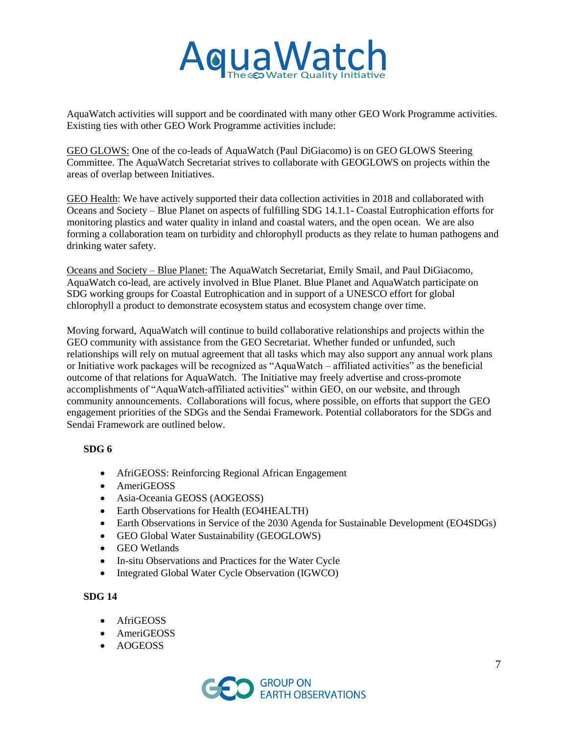AquaWatch activities will support and be coordinated with many other GEO Work Programme activities. Existing ties with other GEO Work Programme activities include:

GEO GLOWS: One of the co-leads of AquaWatch (Paul DiGiacomo) is on GEO GLOWS Steering Committee. The AquaWatch Secretariat strives to collaborate with GEOGLOWS on projects within the areas of overlap between Initiatives.

GEO Health: We have actively supported their data collection activities in 2018 and collaborated with Oceans and Society – Blue Planet on aspects of fulfilling SDG 14.1.1- Coastal Eutrophication efforts for monitoring plastics and water quality in inland and coastal waters, and the open ocean. We are also forming a collaboration team on turbidity and chlorophyll products as they relate to human pathogens and drinking water safety.

Oceans and Society – Blue Planet: The AquaWatch Secretariat, Emily Smail, and Paul DiGiacomo, AquaWatch co-lead, are actively involved in Blue Planet. Blue Planet and AquaWatch participate on SDG working groups for Coastal Eutrophication and in support of a UNESCO effort for global chlorophyll a product to demonstrate ecosystem status and ecosystem change over time.

Moving forward, AquaWatch will continue to build collaborative relationships and projects within the GEO community with assistance from the GEO Secretariat. Whether funded or unfunded, such relationships will rely on mutual agreement that all tasks which may also support any annual work plans or Initiative work packages will be recognized as "AquaWatch – affiliated activities" as the beneficial outcome of that relations for AquaWatch. The Initiative may freely advertise and cross-promote accomplishments of "AquaWatch-affiliated activities" within GEO, on our website, and through community announcements. Collaborations will focus, where possible, on efforts that support the GEO engagement priorities of the SDGs and the Sendai Framework. Potential collaborators for the SDGs and Sendai Framework are outlined below.

**SDG 6**

- AfriGEOSS: Reinforcing Regional African Engagement
- AmeriGEOSS
- Asia-Oceania GEOSS (AOGEOSS)
- Earth Observations for Health (EO4HEALTH)
- Earth Observations in Service of the 2030 Agenda for Sustainable Development (EO4SDGs)
- GEO Global Water Sustainability (GEOGLOWS)
- GEO Wetlands
- In-situ Observations and Practices for the Water Cycle
- Integrated Global Water Cycle Observation (IGWCO)

**SDG 14**

- AfriGEOSS
- AmeriGEOSS
- AOGEOSS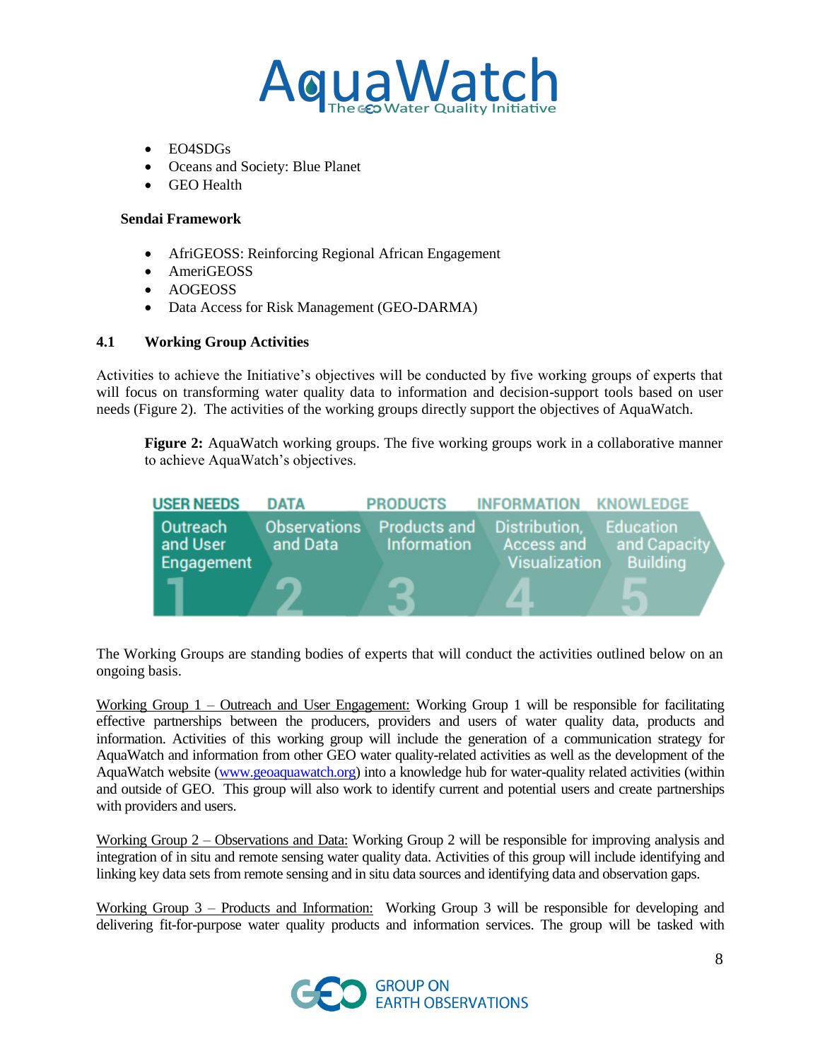- EO4SDGs
- Oceans and Society: Blue Planet
- GEO Health

**Sendai Framework**

- AfriGEOSS: Reinforcing Regional African Engagement
- AmeriGEOSS
- AOGEOSS
- Data Access for Risk Management (GEO-DARMA)

### 4.1 Working Group Activities

Activities to achieve the Initiative's objectives will be conducted by five working groups of experts that will focus on transforming water quality data to information and decision-support tools based on user needs (Figure 2). The activities of the working groups directly support the objectives of AquaWatch.

**Figure 2:** AquaWatch working groups. The five working groups work in a collaborative manner to achieve AquaWatch's objectives.

USER NEEDS
Outreach and User Engagement
1

DATA
Observations and Data
2

PRODUCTS
Products and Information
3

INFORMATION
Distribution, Access and Visualization
4

KNOWLEDGE
Education and Capacity Building
5

The Working Groups are standing bodies of experts that will conduct the activities outlined below on an ongoing basis.

<u>Working Group 1 – Outreach and User Engagement:</u> Working Group 1 will be responsible for facilitating effective partnerships between the producers, providers and users of water quality data, products and information. Activities of this working group will include the generation of a communication strategy for AquaWatch and information from other GEO water quality-related activities as well as the development of the AquaWatch website ([www.geoaquawatch.org](http://www.geoaquawatch.org)) into a knowledge hub for water-quality related activities (within and outside of GEO. This group will also work to identify current and potential users and create partnerships with providers and users.

<u>Working Group 2 – Observations and Data:</u> Working Group 2 will be responsible for improving analysis and integration of in situ and remote sensing water quality data. Activities of this group will include identifying and linking key data sets from remote sensing and in situ data sources and identifying data and observation gaps.

<u>Working Group 3 – Products and Information:</u> Working Group 3 will be responsible for developing and delivering fit-for-purpose water quality products and information services. The group will be tasked with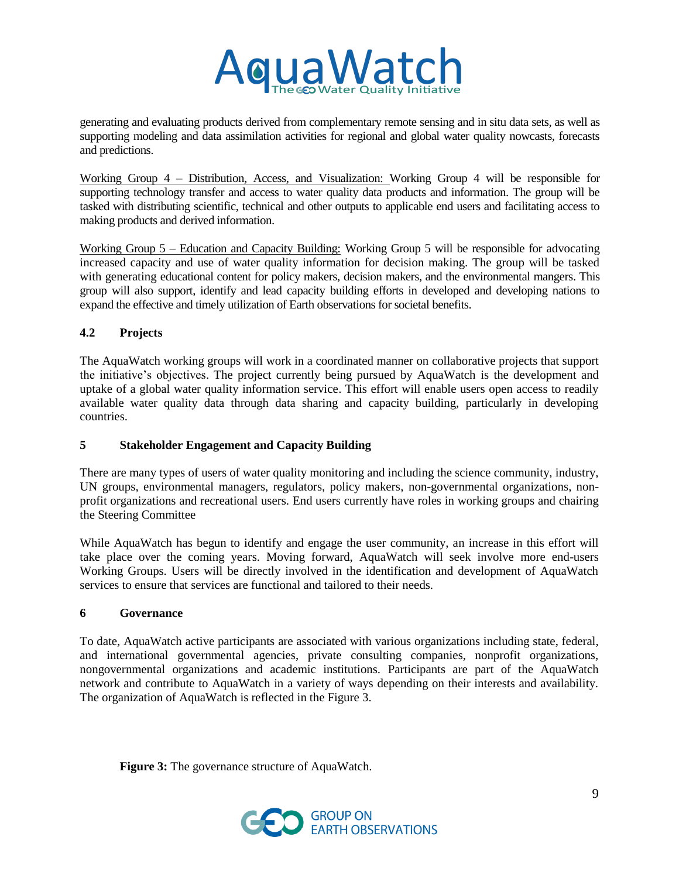generating and evaluating products derived from complementary remote sensing and in situ data sets, as well as supporting modeling and data assimilation activities for regional and global water quality nowcasts, forecasts and predictions.

Working Group 4 – Distribution, Access, and Visualization: Working Group 4 will be responsible for supporting technology transfer and access to water quality data products and information. The group will be tasked with distributing scientific, technical and other outputs to applicable end users and facilitating access to making products and derived information.

Working Group 5 – Education and Capacity Building: Working Group 5 will be responsible for advocating increased capacity and use of water quality information for decision making. The group will be tasked with generating educational content for policy makers, decision makers, and the environmental mangers. This group will also support, identify and lead capacity building efforts in developed and developing nations to expand the effective and timely utilization of Earth observations for societal benefits.

### 4.2 Projects

The AquaWatch working groups will work in a coordinated manner on collaborative projects that support the initiative's objectives. The project currently being pursued by AquaWatch is the development and uptake of a global water quality information service. This effort will enable users open access to readily available water quality data through data sharing and capacity building, particularly in developing countries.

## 5 Stakeholder Engagement and Capacity Building

There are many types of users of water quality monitoring and including the science community, industry, UN groups, environmental managers, regulators, policy makers, non-governmental organizations, non-profit organizations and recreational users. End users currently have roles in working groups and chairing the Steering Committee

While AquaWatch has begun to identify and engage the user community, an increase in this effort will take place over the coming years. Moving forward, AquaWatch will seek involve more end-users Working Groups. Users will be directly involved in the identification and development of AquaWatch services to ensure that services are functional and tailored to their needs.

## 6 Governance

To date, AquaWatch active participants are associated with various organizations including state, federal, and international governmental agencies, private consulting companies, nonprofit organizations, nongovernmental organizations and academic institutions. Participants are part of the AquaWatch network and contribute to AquaWatch in a variety of ways depending on their interests and availability. The organization of AquaWatch is reflected in the Figure 3.

**Figure 3:** The governance structure of AquaWatch.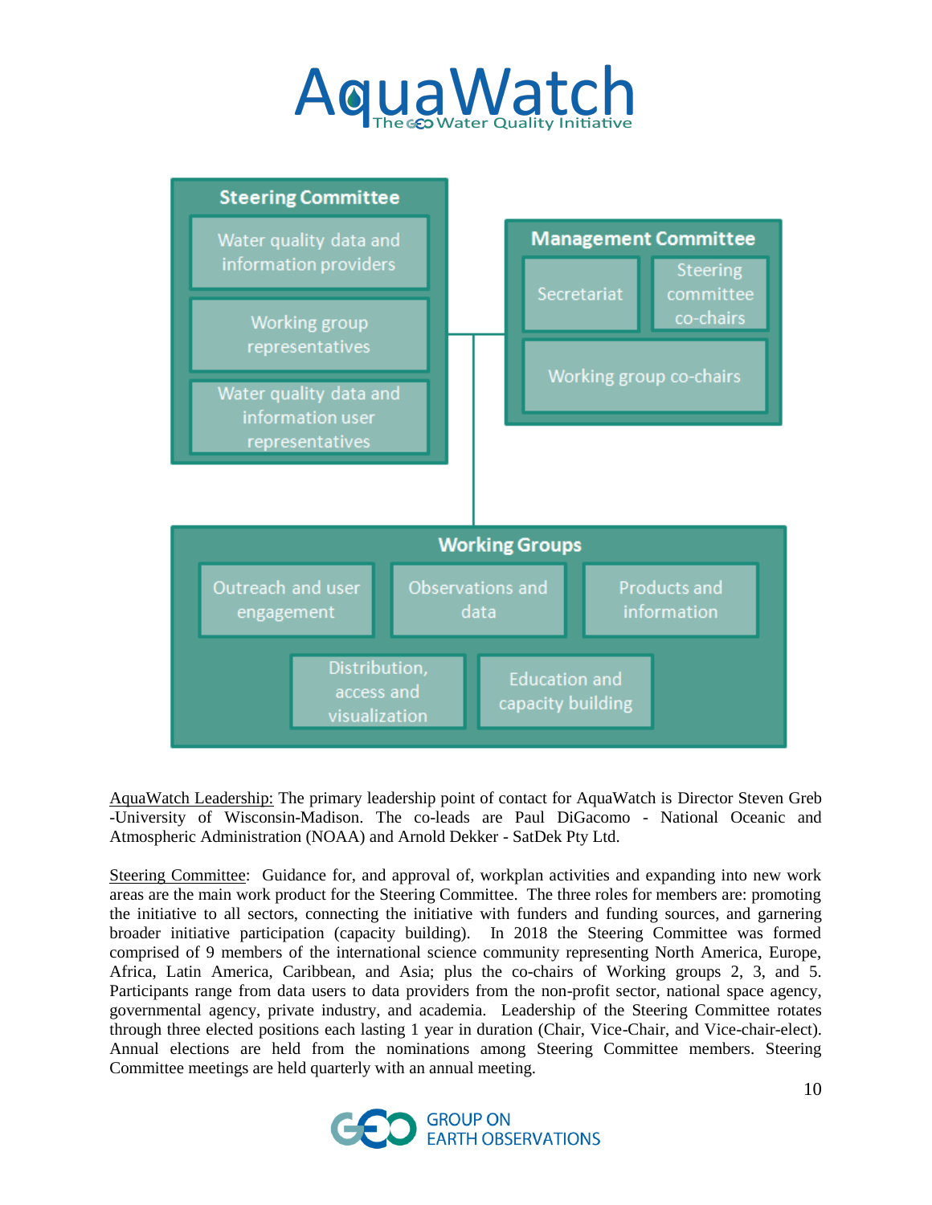# AquaWatch
The GEO Water Quality Initiative

**Steering Committee**

Water quality data and information providers

Working group representatives

Water quality data and information user representatives

**Management Committee**

Secretariat

Steering committee co-chairs

Working group co-chairs

**Working Groups**

Outreach and user engagement

Observations and data

Products and information

Distribution, access and visualization

Education and capacity building

<u>AquaWatch Leadership:</u> The primary leadership point of contact for AquaWatch is Director Steven Greb -University of Wisconsin-Madison. The co-leads are Paul DiGacomo - National Oceanic and Atmospheric Administration (NOAA) and Arnold Dekker - SatDek Pty Ltd.

<u>Steering Committee</u>: Guidance for, and approval of, workplan activities and expanding into new work areas are the main work product for the Steering Committee. The three roles for members are: promoting the initiative to all sectors, connecting the initiative with funders and funding sources, and garnering broader initiative participation (capacity building). In 2018 the Steering Committee was formed comprised of 9 members of the international science community representing North America, Europe, Africa, Latin America, Caribbean, and Asia; plus the co-chairs of Working groups 2, 3, and 5. Participants range from data users to data providers from the non-profit sector, national space agency, governmental agency, private industry, and academia. Leadership of the Steering Committee rotates through three elected positions each lasting 1 year in duration (Chair, Vice-Chair, and Vice-chair-elect). Annual elections are held from the nominations among Steering Committee members. Steering Committee meetings are held quarterly with an annual meeting.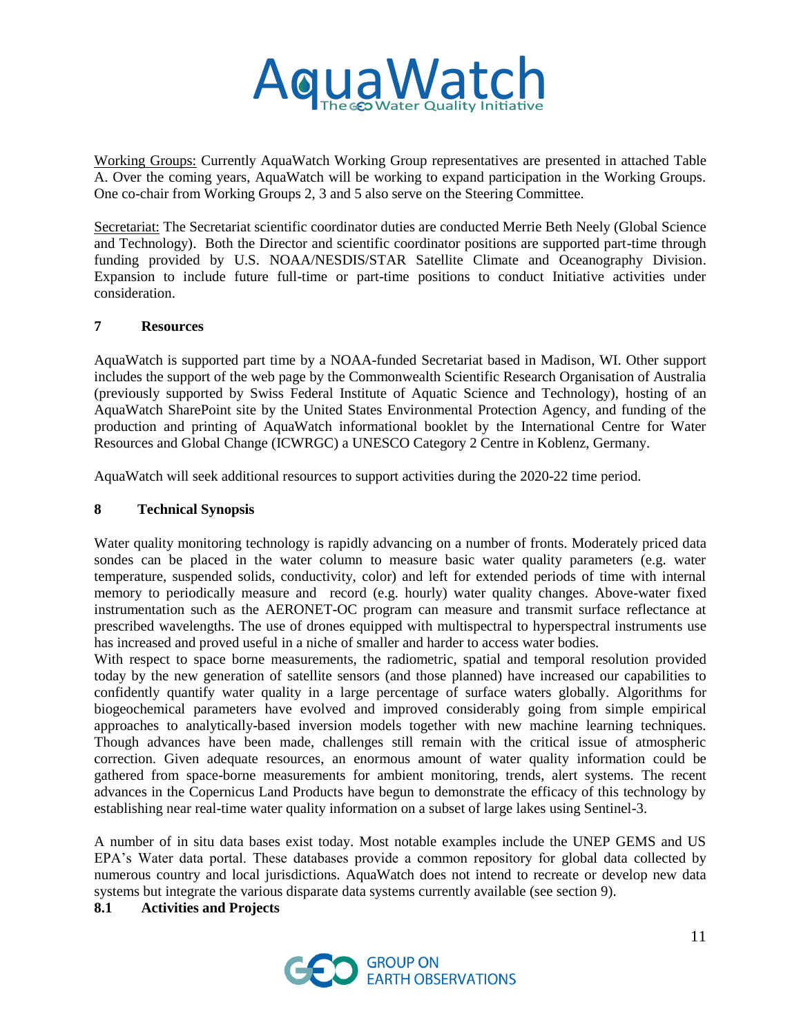Working Groups: Currently AquaWatch Working Group representatives are presented in attached Table A. Over the coming years, AquaWatch will be working to expand participation in the Working Groups. One co-chair from Working Groups 2, 3 and 5 also serve on the Steering Committee.

Secretariat: The Secretariat scientific coordinator duties are conducted Merrie Beth Neely (Global Science and Technology). Both the Director and scientific coordinator positions are supported part-time through funding provided by U.S. NOAA/NESDIS/STAR Satellite Climate and Oceanography Division. Expansion to include future full-time or part-time positions to conduct Initiative activities under consideration.

## 7 Resources

AquaWatch is supported part time by a NOAA-funded Secretariat based in Madison, WI. Other support includes the support of the web page by the Commonwealth Scientific Research Organisation of Australia (previously supported by Swiss Federal Institute of Aquatic Science and Technology), hosting of an AquaWatch SharePoint site by the United States Environmental Protection Agency, and funding of the production and printing of AquaWatch informational booklet by the International Centre for Water Resources and Global Change (ICWRGC) a UNESCO Category 2 Centre in Koblenz, Germany.

AquaWatch will seek additional resources to support activities during the 2020-22 time period.

## 8 Technical Synopsis

Water quality monitoring technology is rapidly advancing on a number of fronts. Moderately priced data sondes can be placed in the water column to measure basic water quality parameters (e.g. water temperature, suspended solids, conductivity, color) and left for extended periods of time with internal memory to periodically measure and record (e.g. hourly) water quality changes. Above-water fixed instrumentation such as the AERONET-OC program can measure and transmit surface reflectance at prescribed wavelengths. The use of drones equipped with multispectral to hyperspectral instruments use has increased and proved useful in a niche of smaller and harder to access water bodies.
With respect to space borne measurements, the radiometric, spatial and temporal resolution provided today by the new generation of satellite sensors (and those planned) have increased our capabilities to confidently quantify water quality in a large percentage of surface waters globally. Algorithms for biogeochemical parameters have evolved and improved considerably going from simple empirical approaches to analytically-based inversion models together with new machine learning techniques. Though advances have been made, challenges still remain with the critical issue of atmospheric correction. Given adequate resources, an enormous amount of water quality information could be gathered from space-borne measurements for ambient monitoring, trends, alert systems. The recent advances in the Copernicus Land Products have begun to demonstrate the efficacy of this technology by establishing near real-time water quality information on a subset of large lakes using Sentinel-3.

A number of in situ data bases exist today. Most notable examples include the UNEP GEMS and US EPA's Water data portal. These databases provide a common repository for global data collected by numerous country and local jurisdictions. AquaWatch does not intend to recreate or develop new data systems but integrate the various disparate data systems currently available (see section 9).

### 8.1 Activities and Projects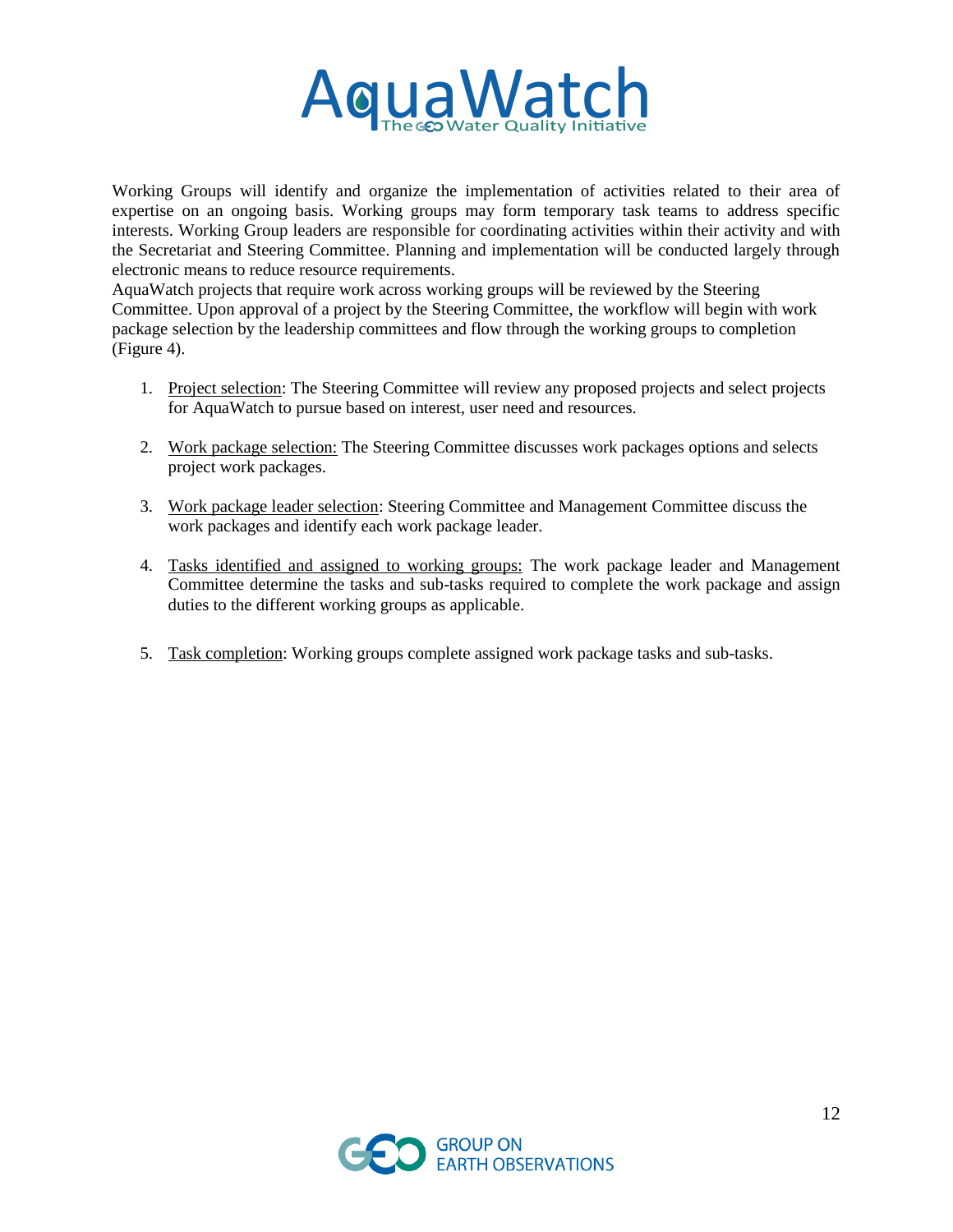Working Groups will identify and organize the implementation of activities related to their area of expertise on an ongoing basis. Working groups may form temporary task teams to address specific interests. Working Group leaders are responsible for coordinating activities within their activity and with the Secretariat and Steering Committee. Planning and implementation will be conducted largely through electronic means to reduce resource requirements.
AquaWatch projects that require work across working groups will be reviewed by the Steering Committee. Upon approval of a project by the Steering Committee, the workflow will begin with work package selection by the leadership committees and flow through the working groups to completion (Figure 4).

1. Project selection: The Steering Committee will review any proposed projects and select projects for AquaWatch to pursue based on interest, user need and resources.

2. Work package selection: The Steering Committee discusses work packages options and selects project work packages.

3. Work package leader selection: Steering Committee and Management Committee discuss the work packages and identify each work package leader.

4. Tasks identified and assigned to working groups: The work package leader and Management Committee determine the tasks and sub-tasks required to complete the work package and assign duties to the different working groups as applicable.

5. Task completion: Working groups complete assigned work package tasks and sub-tasks.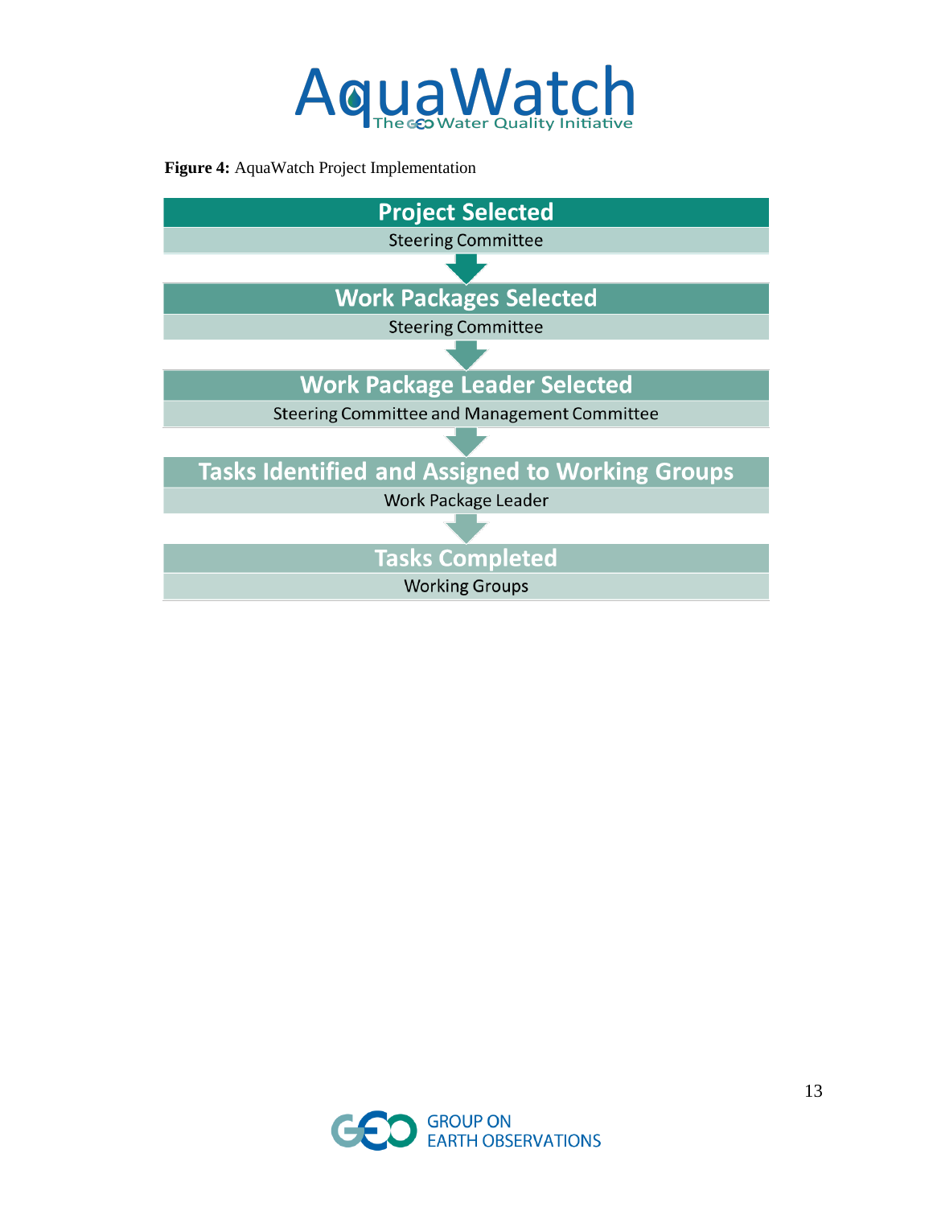**Figure 4:** AquaWatch Project Implementation

**Project Selected**
Steering Committee

**Work Packages Selected**
Steering Committee

**Work Package Leader Selected**
Steering Committee and Management Committee

**Tasks Identified and Assigned to Working Groups**
Work Package Leader

**Tasks Completed**
Working Groups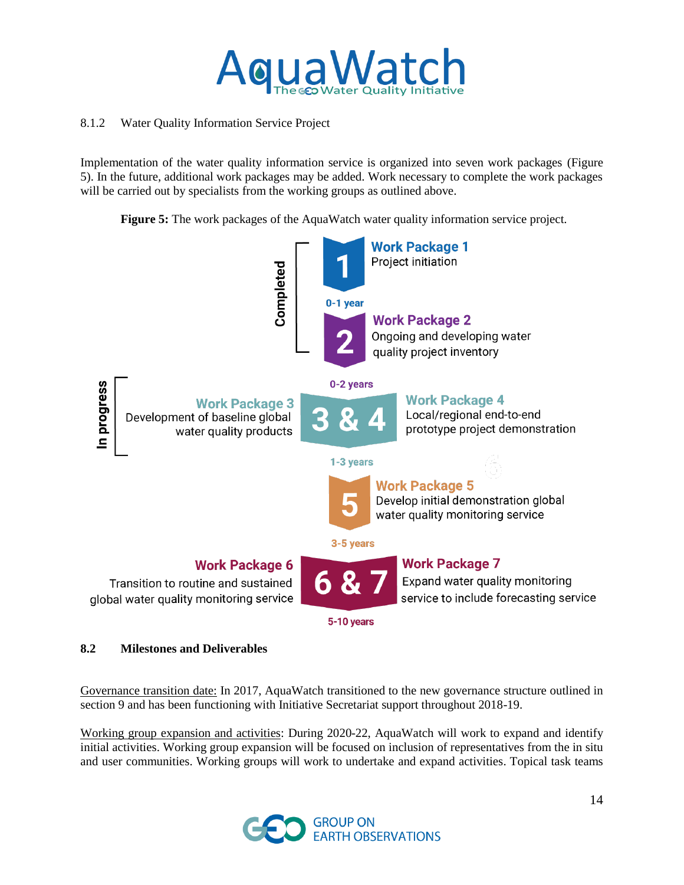#### 8.1.2 Water Quality Information Service Project

Implementation of the water quality information service is organized into seven work packages (Figure 5). In the future, additional work packages may be added. Work necessary to complete the work packages will be carried out by specialists from the working groups as outlined above.

**Figure 5:** The work packages of the AquaWatch water quality information service project.

Completed

1
Work Package 1
Project initiation

0-1 year

2
Work Package 2
Ongoing and developing water quality project inventory

0-2 years

In progress

Work Package 3
Development of baseline global water quality products

3 & 4

Work Package 4
Local/regional end-to-end prototype project demonstration

1-3 years

5
Work Package 5
Develop initial demonstration global water quality monitoring service

3-5 years

Work Package 6
Transition to routine and sustained global water quality monitoring service

6 & 7

Work Package 7
Expand water quality monitoring service to include forecasting service

5-10 years

### 8.2 Milestones and Deliverables

Governance transition date: In 2017, AquaWatch transitioned to the new governance structure outlined in section 9 and has been functioning with Initiative Secretariat support throughout 2018-19.

Working group expansion and activities: During 2020-22, AquaWatch will work to expand and identify initial activities. Working group expansion will be focused on inclusion of representatives from the in situ and user communities. Working groups will work to undertake and expand activities. Topical task teams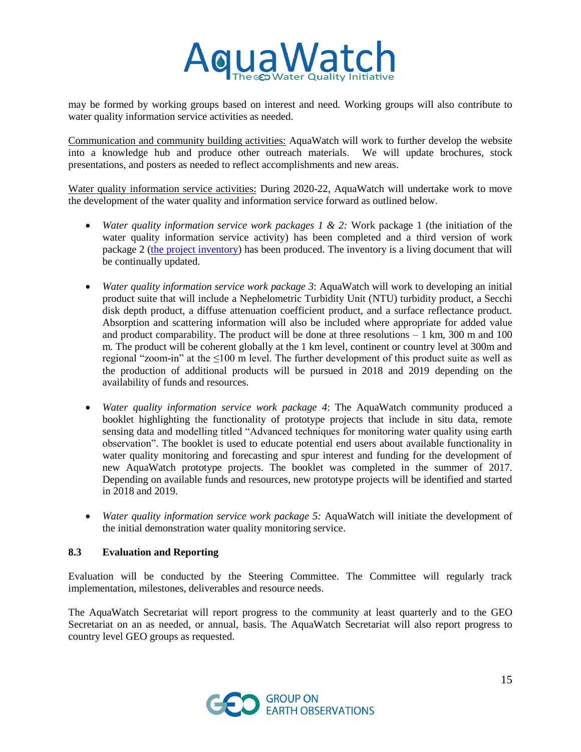may be formed by working groups based on interest and need. Working groups will also contribute to water quality information service activities as needed.

Communication and community building activities: AquaWatch will work to further develop the website into a knowledge hub and produce other outreach materials. We will update brochures, stock presentations, and posters as needed to reflect accomplishments and new areas.

Water quality information service activities: During 2020-22, AquaWatch will undertake work to move the development of the water quality and information service forward as outlined below.

- *Water quality information service work packages 1 & 2:* Work package 1 (the initiation of the water quality information service activity) has been completed and a third version of work package 2 (the project inventory) has been produced. The inventory is a living document that will be continually updated.

- *Water quality information service work package 3*: AquaWatch will work to developing an initial product suite that will include a Nephelometric Turbidity Unit (NTU) turbidity product, a Secchi disk depth product, a diffuse attenuation coefficient product, and a surface reflectance product. Absorption and scattering information will also be included where appropriate for added value and product comparability. The product will be done at three resolutions – 1 km, 300 m and 100 m. The product will be coherent globally at the 1 km level, continent or country level at 300m and regional "zoom-in" at the ≤100 m level. The further development of this product suite as well as the production of additional products will be pursued in 2018 and 2019 depending on the availability of funds and resources.

- *Water quality information service work package 4*: The AquaWatch community produced a booklet highlighting the functionality of prototype projects that include in situ data, remote sensing data and modelling titled "Advanced techniques for monitoring water quality using earth observation". The booklet is used to educate potential end users about available functionality in water quality monitoring and forecasting and spur interest and funding for the development of new AquaWatch prototype projects. The booklet was completed in the summer of 2017. Depending on available funds and resources, new prototype projects will be identified and started in 2018 and 2019.

- *Water quality information service work package 5:* AquaWatch will initiate the development of the initial demonstration water quality monitoring service.

### 8.3 Evaluation and Reporting

Evaluation will be conducted by the Steering Committee. The Committee will regularly track implementation, milestones, deliverables and resource needs.

The AquaWatch Secretariat will report progress to the community at least quarterly and to the GEO Secretariat on an as needed, or annual, basis. The AquaWatch Secretariat will also report progress to country level GEO groups as requested.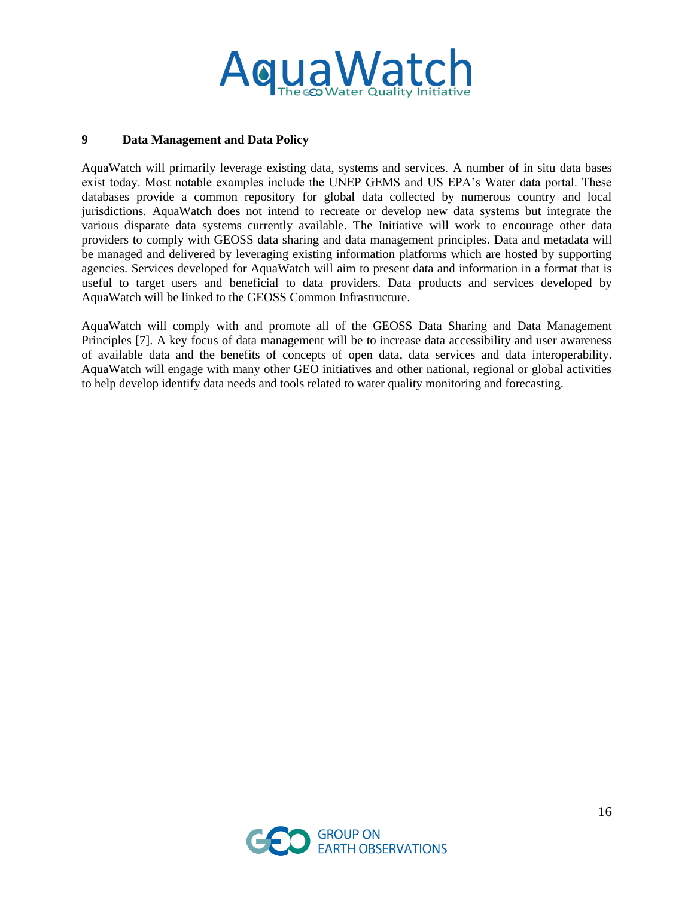## 9 Data Management and Data Policy

AquaWatch will primarily leverage existing data, systems and services. A number of in situ data bases exist today. Most notable examples include the UNEP GEMS and US EPA's Water data portal. These databases provide a common repository for global data collected by numerous country and local jurisdictions. AquaWatch does not intend to recreate or develop new data systems but integrate the various disparate data systems currently available. The Initiative will work to encourage other data providers to comply with GEOSS data sharing and data management principles. Data and metadata will be managed and delivered by leveraging existing information platforms which are hosted by supporting agencies. Services developed for AquaWatch will aim to present data and information in a format that is useful to target users and beneficial to data providers. Data products and services developed by AquaWatch will be linked to the GEOSS Common Infrastructure.

AquaWatch will comply with and promote all of the GEOSS Data Sharing and Data Management Principles [7]. A key focus of data management will be to increase data accessibility and user awareness of available data and the benefits of concepts of open data, data services and data interoperability. AquaWatch will engage with many other GEO initiatives and other national, regional or global activities to help develop identify data needs and tools related to water quality monitoring and forecasting.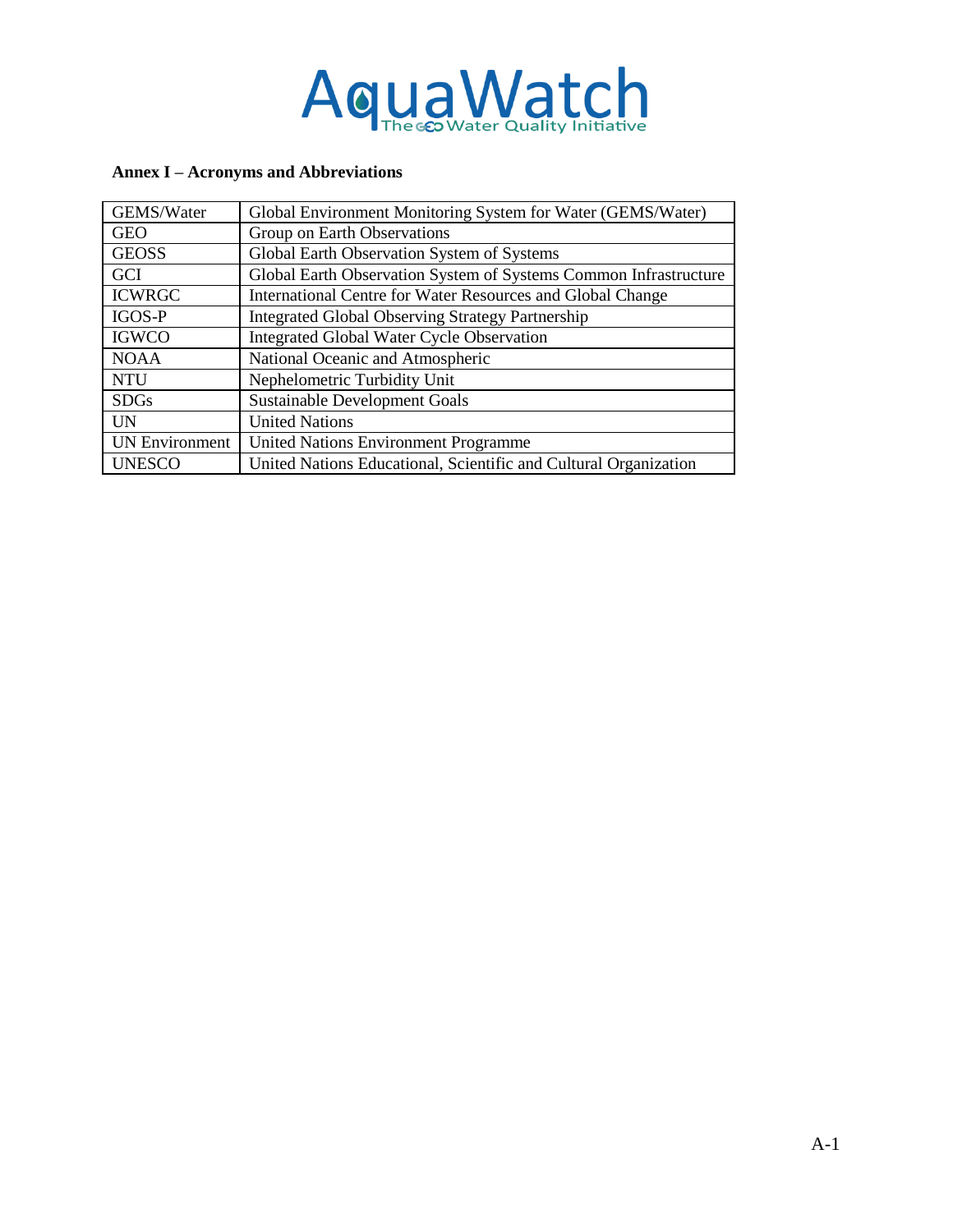**Annex I – Acronyms and Abbreviations**

| | |
|---|---|
| GEMS/Water | Global Environment Monitoring System for Water (GEMS/Water) |
| GEO | Group on Earth Observations |
| GEOSS | Global Earth Observation System of Systems |
| GCI | Global Earth Observation System of Systems Common Infrastructure |
| ICWRGC | International Centre for Water Resources and Global Change |
| IGOS-P | Integrated Global Observing Strategy Partnership |
| IGWCO | Integrated Global Water Cycle Observation |
| NOAA | National Oceanic and Atmospheric |
| NTU | Nephelometric Turbidity Unit |
| SDGs | Sustainable Development Goals |
| UN | United Nations |
| UN Environment | United Nations Environment Programme |
| UNESCO | United Nations Educational, Scientific and Cultural Organization |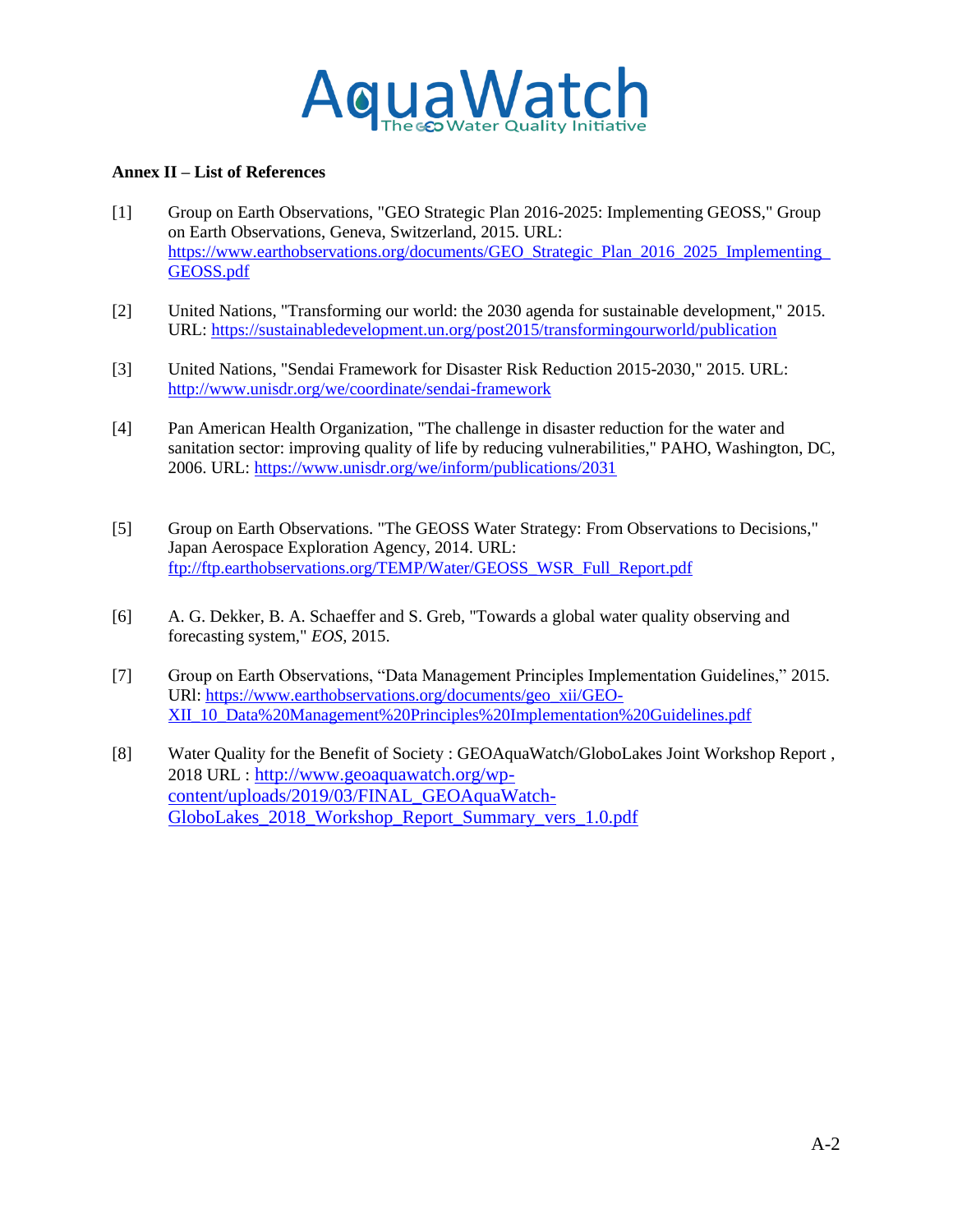**Annex II – List of References**

[1] Group on Earth Observations, "GEO Strategic Plan 2016-2025: Implementing GEOSS," Group on Earth Observations, Geneva, Switzerland, 2015. URL: https://www.earthobservations.org/documents/GEO_Strategic_Plan_2016_2025_Implementing_GEOSS.pdf

[2] United Nations, "Transforming our world: the 2030 agenda for sustainable development," 2015. URL: https://sustainabledevelopment.un.org/post2015/transformingourworld/publication

[3] United Nations, "Sendai Framework for Disaster Risk Reduction 2015-2030," 2015. URL: http://www.unisdr.org/we/coordinate/sendai-framework

[4] Pan American Health Organization, "The challenge in disaster reduction for the water and sanitation sector: improving quality of life by reducing vulnerabilities," PAHO, Washington, DC, 2006. URL: https://www.unisdr.org/we/inform/publications/2031

[5] Group on Earth Observations. "The GEOSS Water Strategy: From Observations to Decisions," Japan Aerospace Exploration Agency, 2014. URL: ftp://ftp.earthobservations.org/TEMP/Water/GEOSS_WSR_Full_Report.pdf

[6] A. G. Dekker, B. A. Schaeffer and S. Greb, "Towards a global water quality observing and forecasting system," *EOS*, 2015.

[7] Group on Earth Observations, "Data Management Principles Implementation Guidelines," 2015. URl: https://www.earthobservations.org/documents/geo_xii/GEO-XII_10_Data%20Management%20Principles%20Implementation%20Guidelines.pdf

[8] Water Quality for the Benefit of Society : GEOAquaWatch/GloboLakes Joint Workshop Report , 2018 URL : http://www.geoaquawatch.org/wp-content/uploads/2019/03/FINAL_GEOAquaWatch-GloboLakes_2018_Workshop_Report_Summary_vers_1.0.pdf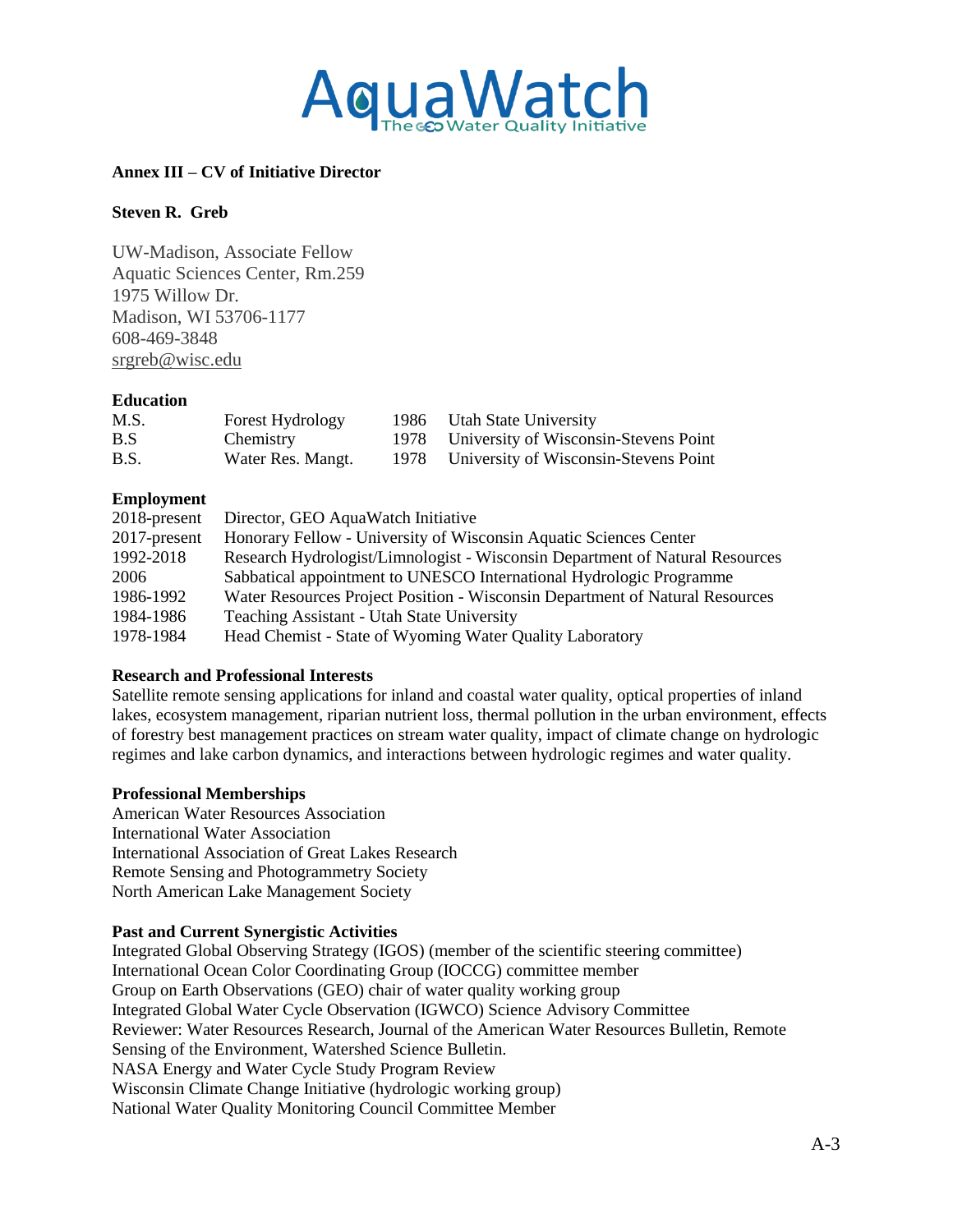AquaWatch
The GEO Water Quality Initiative

**Annex III – CV of Initiative Director**

**Steven R. Greb**

UW-Madison, Associate Fellow
Aquatic Sciences Center, Rm.259
1975 Willow Dr.
Madison, WI 53706-1177
608-469-3848
srgreb@wisc.edu

**Education**

| | | | |
|---|---|---|---|
| M.S. | Forest Hydrology | 1986 | Utah State University |
| B.S | Chemistry | 1978 | University of Wisconsin-Stevens Point |
| B.S. | Water Res. Mangt. | 1978 | University of Wisconsin-Stevens Point |

**Employment**

| | |
|---|---|
| 2018-present | Director, GEO AquaWatch Initiative |
| 2017-present | Honorary Fellow - University of Wisconsin Aquatic Sciences Center |
| 1992-2018 | Research Hydrologist/Limnologist - Wisconsin Department of Natural Resources |
| 2006 | Sabbatical appointment to UNESCO International Hydrologic Programme |
| 1986-1992 | Water Resources Project Position - Wisconsin Department of Natural Resources |
| 1984-1986 | Teaching Assistant - Utah State University |
| 1978-1984 | Head Chemist - State of Wyoming Water Quality Laboratory |

**Research and Professional Interests**

Satellite remote sensing applications for inland and coastal water quality, optical properties of inland lakes, ecosystem management, riparian nutrient loss, thermal pollution in the urban environment, effects of forestry best management practices on stream water quality, impact of climate change on hydrologic regimes and lake carbon dynamics, and interactions between hydrologic regimes and water quality.

**Professional Memberships**

American Water Resources Association
International Water Association
International Association of Great Lakes Research
Remote Sensing and Photogrammetry Society
North American Lake Management Society

**Past and Current Synergistic Activities**

Integrated Global Observing Strategy (IGOS) (member of the scientific steering committee)
International Ocean Color Coordinating Group (IOCCG) committee member
Group on Earth Observations (GEO) chair of water quality working group
Integrated Global Water Cycle Observation (IGWCO) Science Advisory Committee
Reviewer: Water Resources Research, Journal of the American Water Resources Bulletin, Remote Sensing of the Environment, Watershed Science Bulletin.
NASA Energy and Water Cycle Study Program Review
Wisconsin Climate Change Initiative (hydrologic working group)
National Water Quality Monitoring Council Committee Member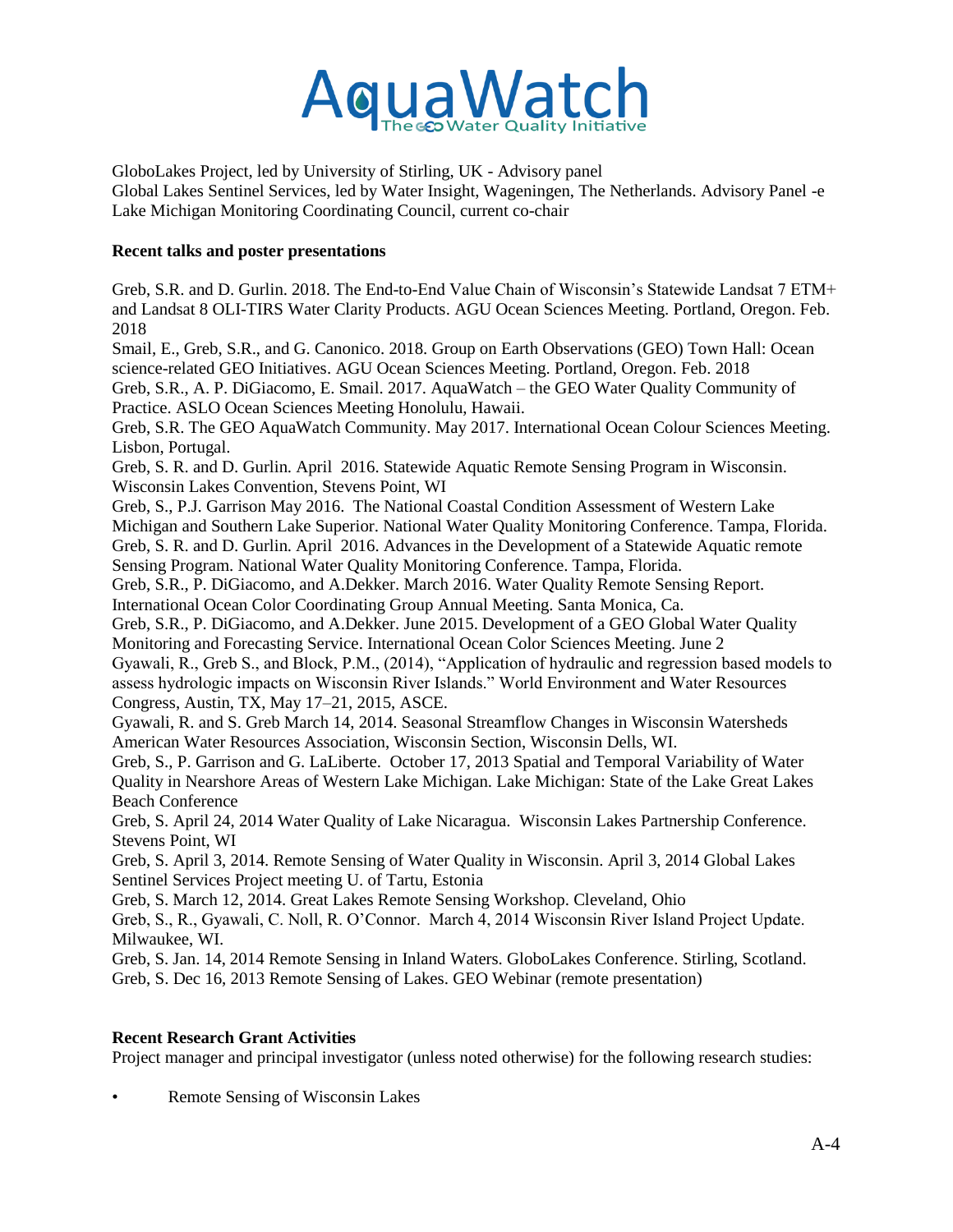GloboLakes Project, led by University of Stirling, UK - Advisory panel
Global Lakes Sentinel Services, led by Water Insight, Wageningen, The Netherlands. Advisory Panel -e
Lake Michigan Monitoring Coordinating Council, current co-chair

**Recent talks and poster presentations**

Greb, S.R. and D. Gurlin. 2018. The End-to-End Value Chain of Wisconsin's Statewide Landsat 7 ETM+ and Landsat 8 OLI-TIRS Water Clarity Products. AGU Ocean Sciences Meeting. Portland, Oregon. Feb. 2018
Smail, E., Greb, S.R., and G. Canonico. 2018. Group on Earth Observations (GEO) Town Hall: Ocean science-related GEO Initiatives. AGU Ocean Sciences Meeting. Portland, Oregon. Feb. 2018
Greb, S.R., A. P. DiGiacomo, E. Smail. 2017. AquaWatch – the GEO Water Quality Community of Practice. ASLO Ocean Sciences Meeting Honolulu, Hawaii.
Greb, S.R. The GEO AquaWatch Community. May 2017. International Ocean Colour Sciences Meeting. Lisbon, Portugal.
Greb, S. R. and D. Gurlin. April 2016. Statewide Aquatic Remote Sensing Program in Wisconsin. Wisconsin Lakes Convention, Stevens Point, WI
Greb, S., P.J. Garrison May 2016. The National Coastal Condition Assessment of Western Lake Michigan and Southern Lake Superior. National Water Quality Monitoring Conference. Tampa, Florida.
Greb, S. R. and D. Gurlin. April 2016. Advances in the Development of a Statewide Aquatic remote Sensing Program. National Water Quality Monitoring Conference. Tampa, Florida.
Greb, S.R., P. DiGiacomo, and A.Dekker. March 2016. Water Quality Remote Sensing Report. International Ocean Color Coordinating Group Annual Meeting. Santa Monica, Ca.
Greb, S.R., P. DiGiacomo, and A.Dekker. June 2015. Development of a GEO Global Water Quality Monitoring and Forecasting Service. International Ocean Color Sciences Meeting. June 2
Gyawali, R., Greb S., and Block, P.M., (2014), "Application of hydraulic and regression based models to assess hydrologic impacts on Wisconsin River Islands." World Environment and Water Resources Congress, Austin, TX, May 17–21, 2015, ASCE.
Gyawali, R. and S. Greb March 14, 2014. Seasonal Streamflow Changes in Wisconsin Watersheds American Water Resources Association, Wisconsin Section, Wisconsin Dells, WI.
Greb, S., P. Garrison and G. LaLiberte. October 17, 2013 Spatial and Temporal Variability of Water Quality in Nearshore Areas of Western Lake Michigan. Lake Michigan: State of the Lake Great Lakes Beach Conference
Greb, S. April 24, 2014 Water Quality of Lake Nicaragua. Wisconsin Lakes Partnership Conference. Stevens Point, WI
Greb, S. April 3, 2014. Remote Sensing of Water Quality in Wisconsin. April 3, 2014 Global Lakes Sentinel Services Project meeting U. of Tartu, Estonia
Greb, S. March 12, 2014. Great Lakes Remote Sensing Workshop. Cleveland, Ohio
Greb, S., R., Gyawali, C. Noll, R. O'Connor. March 4, 2014 Wisconsin River Island Project Update. Milwaukee, WI.
Greb, S. Jan. 14, 2014 Remote Sensing in Inland Waters. GloboLakes Conference. Stirling, Scotland.
Greb, S. Dec 16, 2013 Remote Sensing of Lakes. GEO Webinar (remote presentation)

**Recent Research Grant Activities**

Project manager and principal investigator (unless noted otherwise) for the following research studies:

- Remote Sensing of Wisconsin Lakes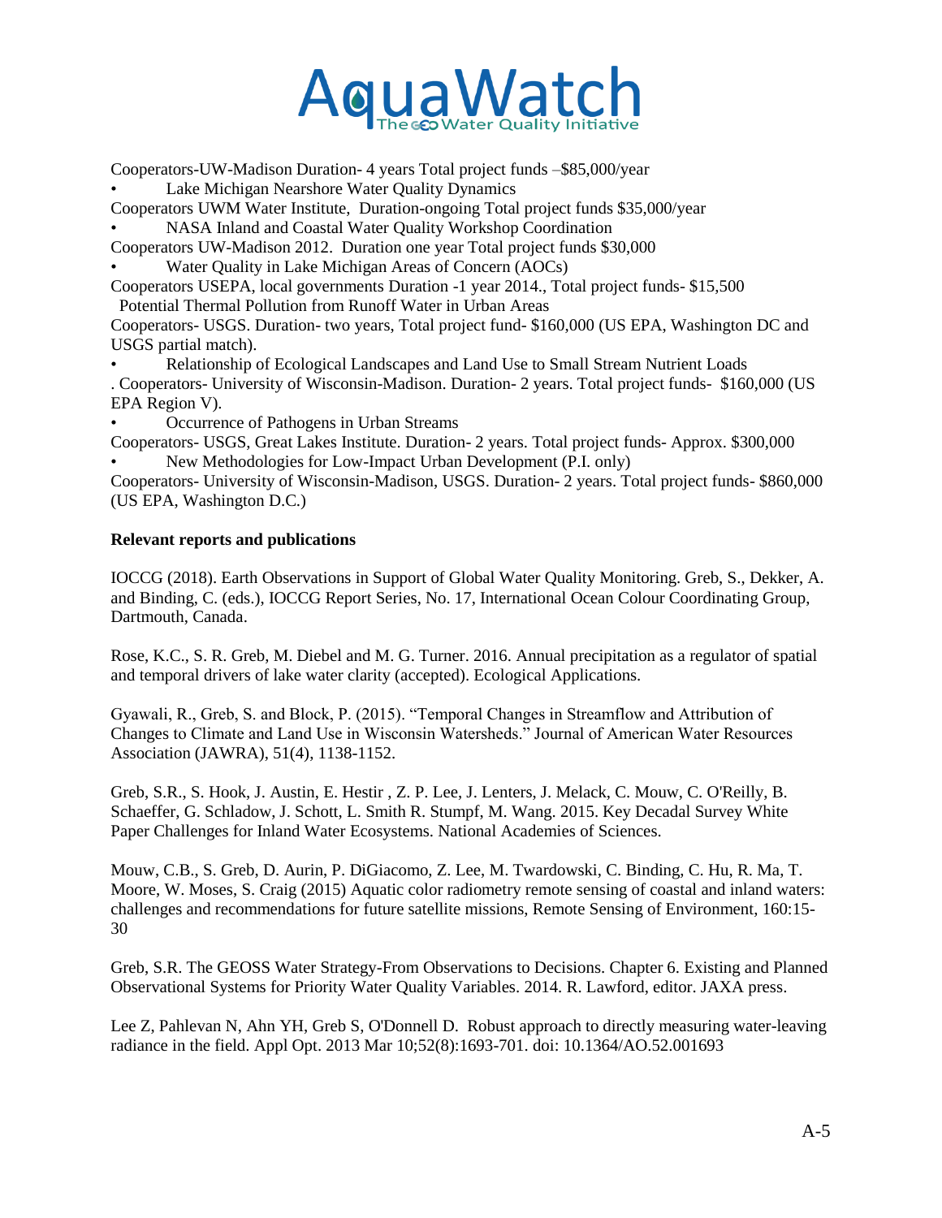Cooperators-UW-Madison Duration- 4 years Total project funds –$85,000/year

- Lake Michigan Nearshore Water Quality Dynamics

Cooperators UWM Water Institute, Duration-ongoing Total project funds $35,000/year

- NASA Inland and Coastal Water Quality Workshop Coordination

Cooperators UW-Madison 2012. Duration one year Total project funds $30,000

- Water Quality in Lake Michigan Areas of Concern (AOCs)

Cooperators USEPA, local governments Duration -1 year 2014., Total project funds- $15,500

Potential Thermal Pollution from Runoff Water in Urban Areas

Cooperators- USGS. Duration- two years, Total project fund- $160,000 (US EPA, Washington DC and USGS partial match).

- Relationship of Ecological Landscapes and Land Use to Small Stream Nutrient Loads

. Cooperators- University of Wisconsin-Madison. Duration- 2 years. Total project funds- $160,000 (US EPA Region V).

- Occurrence of Pathogens in Urban Streams

Cooperators- USGS, Great Lakes Institute. Duration- 2 years. Total project funds- Approx. $300,000

- New Methodologies for Low-Impact Urban Development (P.I. only)

Cooperators- University of Wisconsin-Madison, USGS. Duration- 2 years. Total project funds- $860,000 (US EPA, Washington D.C.)

**Relevant reports and publications**

IOCCG (2018). Earth Observations in Support of Global Water Quality Monitoring. Greb, S., Dekker, A. and Binding, C. (eds.), IOCCG Report Series, No. 17, International Ocean Colour Coordinating Group, Dartmouth, Canada.

Rose, K.C., S. R. Greb, M. Diebel and M. G. Turner. 2016. Annual precipitation as a regulator of spatial and temporal drivers of lake water clarity (accepted). Ecological Applications.

Gyawali, R., Greb, S. and Block, P. (2015). "Temporal Changes in Streamflow and Attribution of Changes to Climate and Land Use in Wisconsin Watersheds." Journal of American Water Resources Association (JAWRA), 51(4), 1138-1152.

Greb, S.R., S. Hook, J. Austin, E. Hestir , Z. P. Lee, J. Lenters, J. Melack, C. Mouw, C. O'Reilly, B. Schaeffer, G. Schladow, J. Schott, L. Smith R. Stumpf, M. Wang. 2015. Key Decadal Survey White Paper Challenges for Inland Water Ecosystems. National Academies of Sciences.

Mouw, C.B., S. Greb, D. Aurin, P. DiGiacomo, Z. Lee, M. Twardowski, C. Binding, C. Hu, R. Ma, T. Moore, W. Moses, S. Craig (2015) Aquatic color radiometry remote sensing of coastal and inland waters: challenges and recommendations for future satellite missions, Remote Sensing of Environment, 160:15-30

Greb, S.R. The GEOSS Water Strategy-From Observations to Decisions. Chapter 6. Existing and Planned Observational Systems for Priority Water Quality Variables. 2014. R. Lawford, editor. JAXA press.

Lee Z, Pahlevan N, Ahn YH, Greb S, O'Donnell D. Robust approach to directly measuring water-leaving radiance in the field. Appl Opt. 2013 Mar 10;52(8):1693-701. doi: 10.1364/AO.52.001693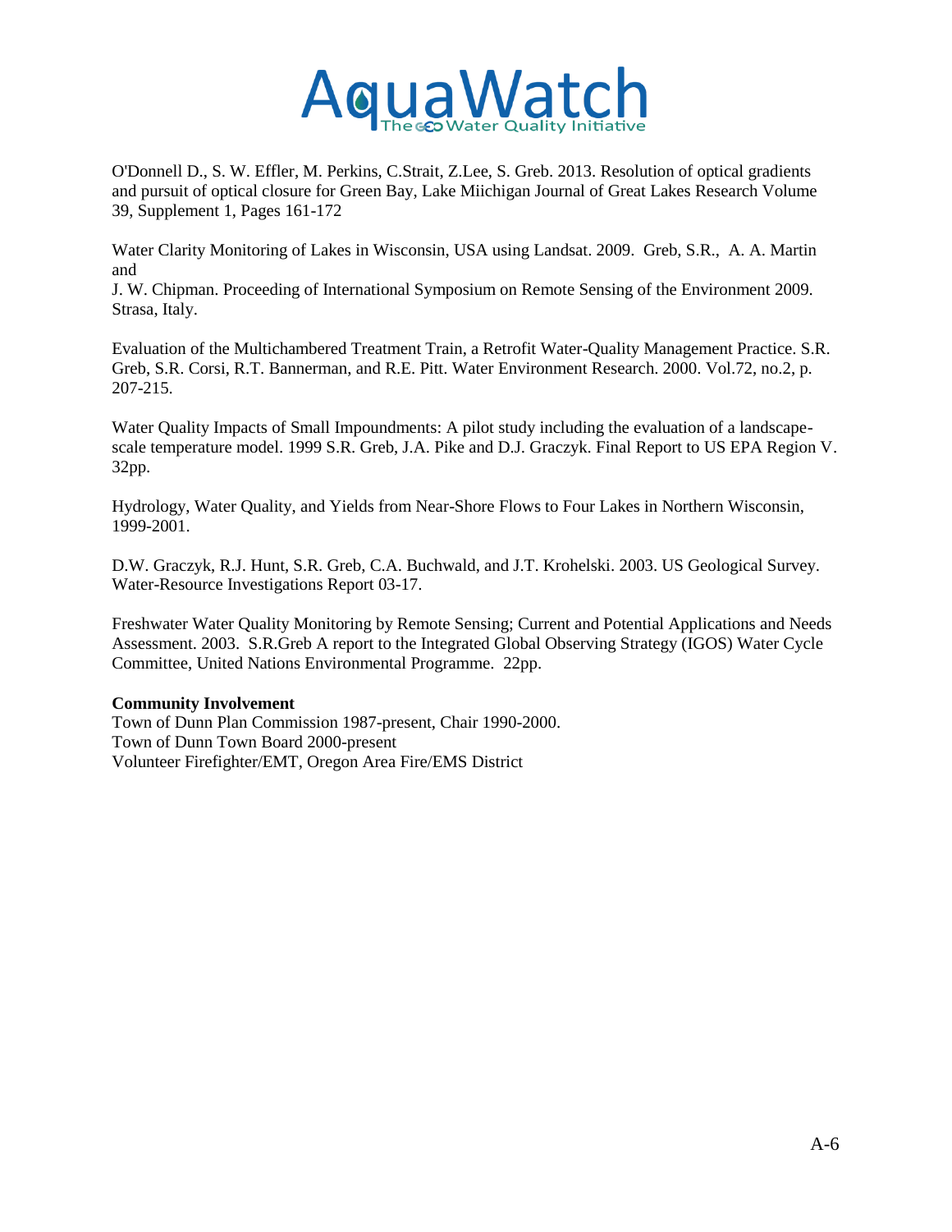O'Donnell D., S. W. Effler, M. Perkins, C.Strait, Z.Lee, S. Greb. 2013. Resolution of optical gradients and pursuit of optical closure for Green Bay, Lake Miichigan Journal of Great Lakes Research Volume 39, Supplement 1, Pages 161-172

Water Clarity Monitoring of Lakes in Wisconsin, USA using Landsat. 2009. Greb, S.R., A. A. Martin and
J. W. Chipman. Proceeding of International Symposium on Remote Sensing of the Environment 2009. Strasa, Italy.

Evaluation of the Multichambered Treatment Train, a Retrofit Water-Quality Management Practice. S.R. Greb, S.R. Corsi, R.T. Bannerman, and R.E. Pitt. Water Environment Research. 2000. Vol.72, no.2, p. 207-215.

Water Quality Impacts of Small Impoundments: A pilot study including the evaluation of a landscape-scale temperature model. 1999 S.R. Greb, J.A. Pike and D.J. Graczyk. Final Report to US EPA Region V. 32pp.

Hydrology, Water Quality, and Yields from Near-Shore Flows to Four Lakes in Northern Wisconsin, 1999-2001.

D.W. Graczyk, R.J. Hunt, S.R. Greb, C.A. Buchwald, and J.T. Krohelski. 2003. US Geological Survey. Water-Resource Investigations Report 03-17.

Freshwater Water Quality Monitoring by Remote Sensing; Current and Potential Applications and Needs Assessment. 2003. S.R.Greb A report to the Integrated Global Observing Strategy (IGOS) Water Cycle Committee, United Nations Environmental Programme. 22pp.

**Community Involvement**
Town of Dunn Plan Commission 1987-present, Chair 1990-2000.
Town of Dunn Town Board 2000-present
Volunteer Firefighter/EMT, Oregon Area Fire/EMS District